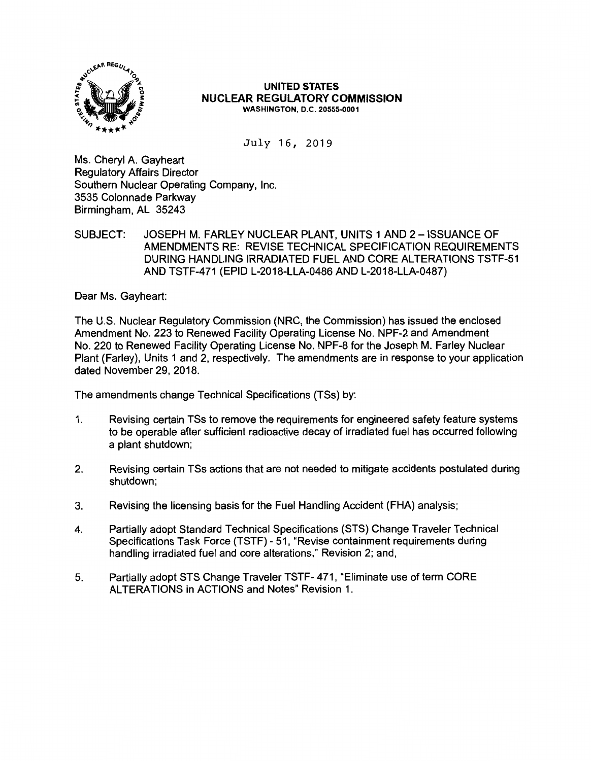**UNITED STATES**
**NUCLEAR REGULATORY COMMISSION**
WASHINGTON, D.C. 20555-0001

July 16, 2019

Ms. Cheryl A. Gayheart
Regulatory Affairs Director
Southern Nuclear Operating Company, Inc.
3535 Colonnade Parkway
Birmingham, AL 35243

SUBJECT: JOSEPH M. FARLEY NUCLEAR PLANT, UNITS 1 AND 2 – ISSUANCE OF AMENDMENTS RE: REVISE TECHNICAL SPECIFICATION REQUIREMENTS DURING HANDLING IRRADIATED FUEL AND CORE ALTERATIONS TSTF-51 AND TSTF-471 (EPID L-2018-LLA-0486 AND L-2018-LLA-0487)

Dear Ms. Gayheart:

The U.S. Nuclear Regulatory Commission (NRC, the Commission) has issued the enclosed Amendment No. 223 to Renewed Facility Operating License No. NPF-2 and Amendment No. 220 to Renewed Facility Operating License No. NPF-8 for the Joseph M. Farley Nuclear Plant (Farley), Units 1 and 2, respectively. The amendments are in response to your application dated November 29, 2018.

The amendments change Technical Specifications (TSs) by:

1. Revising certain TSs to remove the requirements for engineered safety feature systems to be operable after sufficient radioactive decay of irradiated fuel has occurred following a plant shutdown;
2. Revising certain TSs actions that are not needed to mitigate accidents postulated during shutdown;
3. Revising the licensing basis for the Fuel Handling Accident (FHA) analysis;
4. Partially adopt Standard Technical Specifications (STS) Change Traveler Technical Specifications Task Force (TSTF) - 51, "Revise containment requirements during handling irradiated fuel and core alterations," Revision 2; and,
5. Partially adopt STS Change Traveler TSTF- 471, "Eliminate use of term CORE ALTERATIONS in ACTIONS and Notes" Revision 1.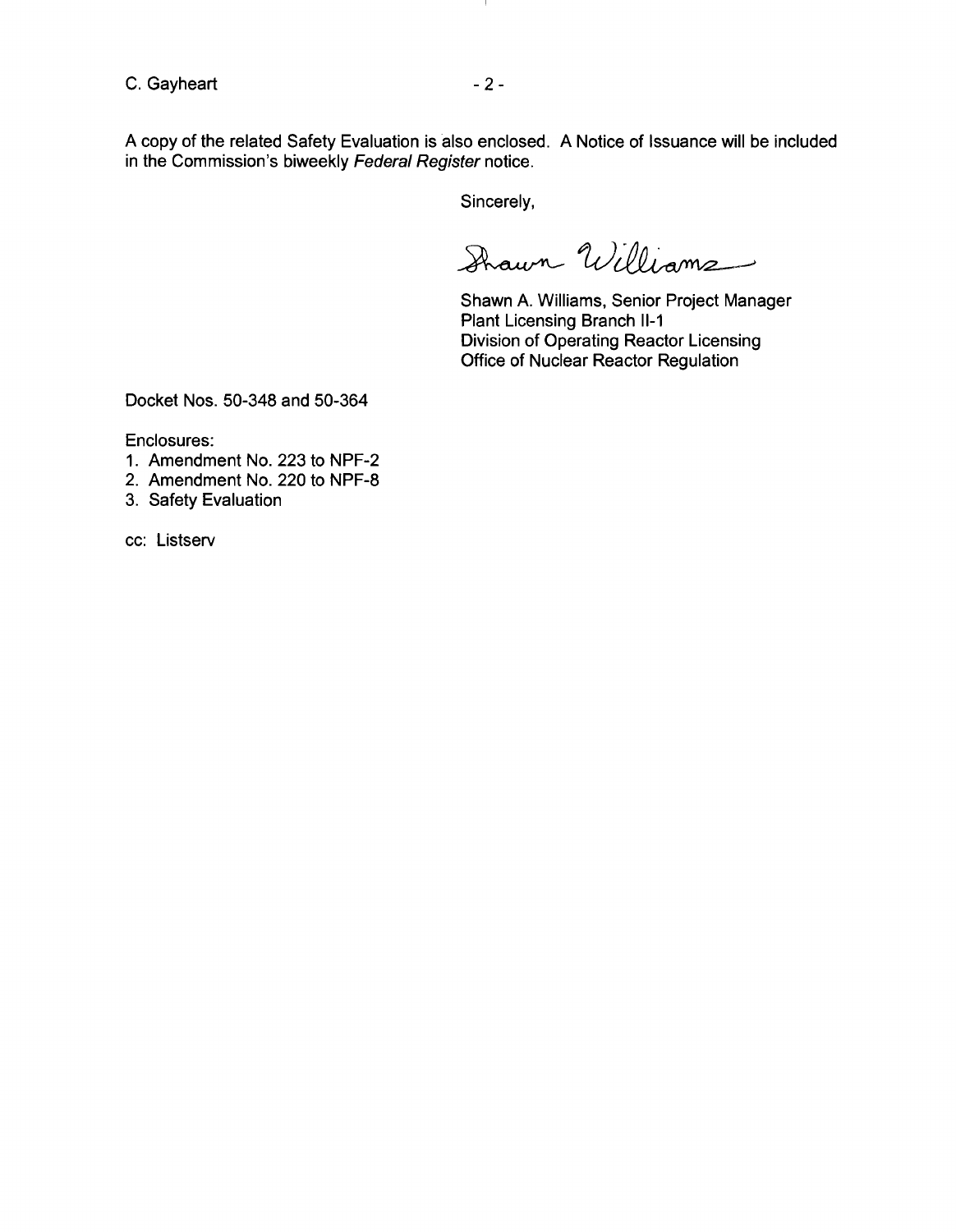A copy of the related Safety Evaluation is also enclosed. A Notice of Issuance will be included in the Commission's biweekly *Federal Register* notice.

Sincerely,

Shawn Williams

Shawn A. Williams, Senior Project Manager
Plant Licensing Branch II-1
Division of Operating Reactor Licensing
Office of Nuclear Reactor Regulation

Docket Nos. 50-348 and 50-364

Enclosures:

1. Amendment No. 223 to NPF-2
2. Amendment No. 220 to NPF-8
3. Safety Evaluation

cc: Listserv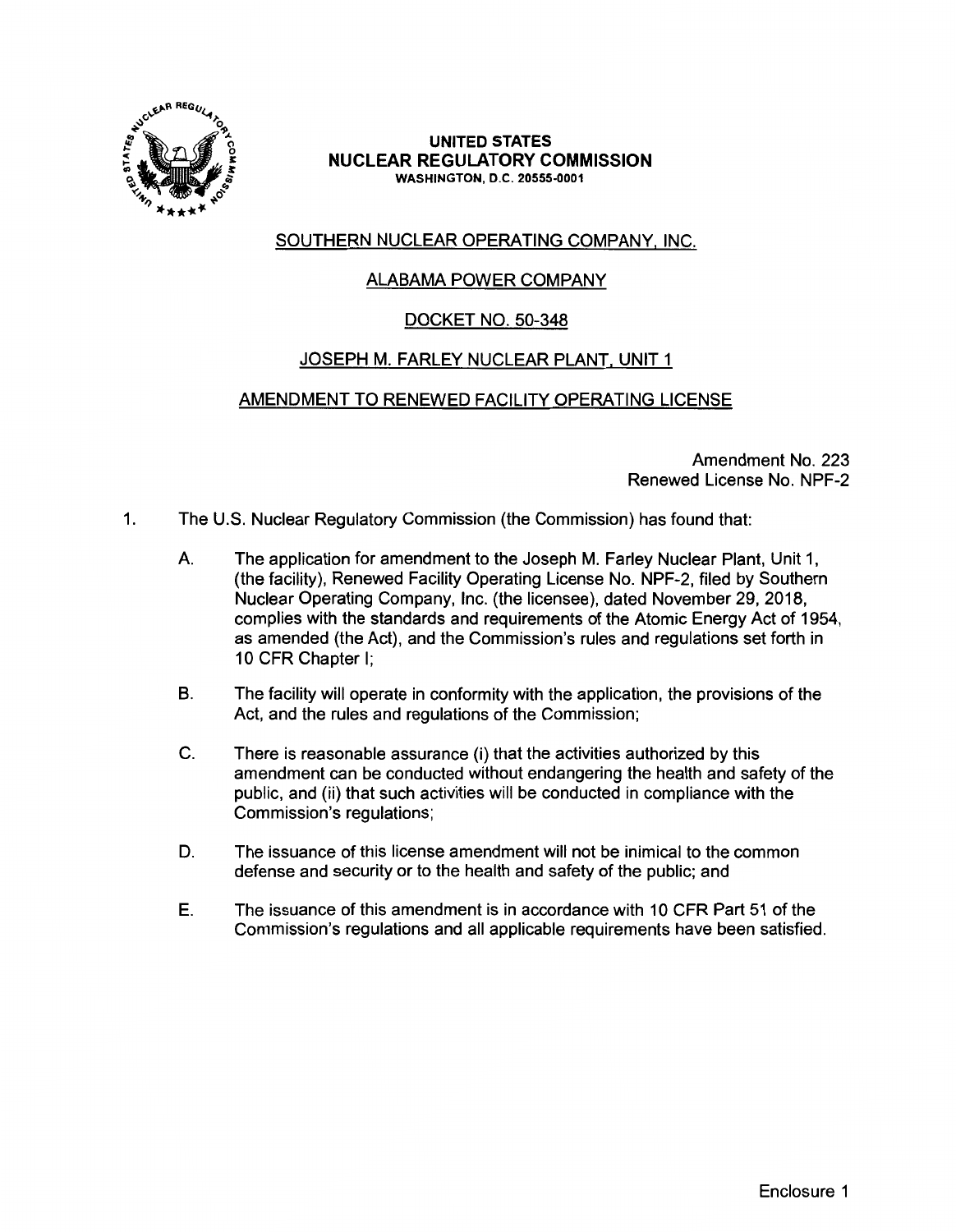**UNITED STATES**
**NUCLEAR REGULATORY COMMISSION**
WASHINGTON, D.C. 20555-0001

SOUTHERN NUCLEAR OPERATING COMPANY, INC.

ALABAMA POWER COMPANY

DOCKET NO. 50-348

JOSEPH M. FARLEY NUCLEAR PLANT, UNIT 1

AMENDMENT TO RENEWED FACILITY OPERATING LICENSE

Amendment No. 223
Renewed License No. NPF-2

1. The U.S. Nuclear Regulatory Commission (the Commission) has found that:

   A. The application for amendment to the Joseph M. Farley Nuclear Plant, Unit 1, (the facility), Renewed Facility Operating License No. NPF-2, filed by Southern Nuclear Operating Company, Inc. (the licensee), dated November 29, 2018, complies with the standards and requirements of the Atomic Energy Act of 1954, as amended (the Act), and the Commission's rules and regulations set forth in 10 CFR Chapter I;

   B. The facility will operate in conformity with the application, the provisions of the Act, and the rules and regulations of the Commission;

   C. There is reasonable assurance (i) that the activities authorized by this amendment can be conducted without endangering the health and safety of the public, and (ii) that such activities will be conducted in compliance with the Commission's regulations;

   D. The issuance of this license amendment will not be inimical to the common defense and security or to the health and safety of the public; and

   E. The issuance of this amendment is in accordance with 10 CFR Part 51 of the Commission's regulations and all applicable requirements have been satisfied.

Enclosure 1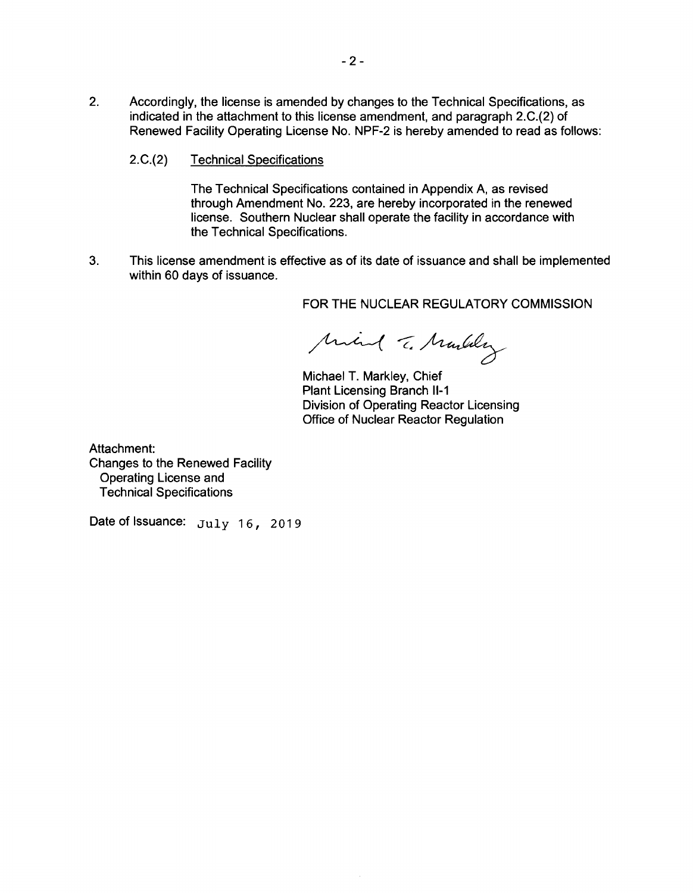2. Accordingly, the license is amended by changes to the Technical Specifications, as indicated in the attachment to this license amendment, and paragraph 2.C.(2) of Renewed Facility Operating License No. NPF-2 is hereby amended to read as follows:

   2.C.(2) Technical Specifications

   The Technical Specifications contained in Appendix A, as revised through Amendment No. 223, are hereby incorporated in the renewed license. Southern Nuclear shall operate the facility in accordance with the Technical Specifications.

3. This license amendment is effective as of its date of issuance and shall be implemented within 60 days of issuance.

FOR THE NUCLEAR REGULATORY COMMISSION

Michael T. Markley, Chief
Plant Licensing Branch II-1
Division of Operating Reactor Licensing
Office of Nuclear Reactor Regulation

Attachment:
Changes to the Renewed Facility
Operating License and
Technical Specifications

Date of Issuance: July 16, 2019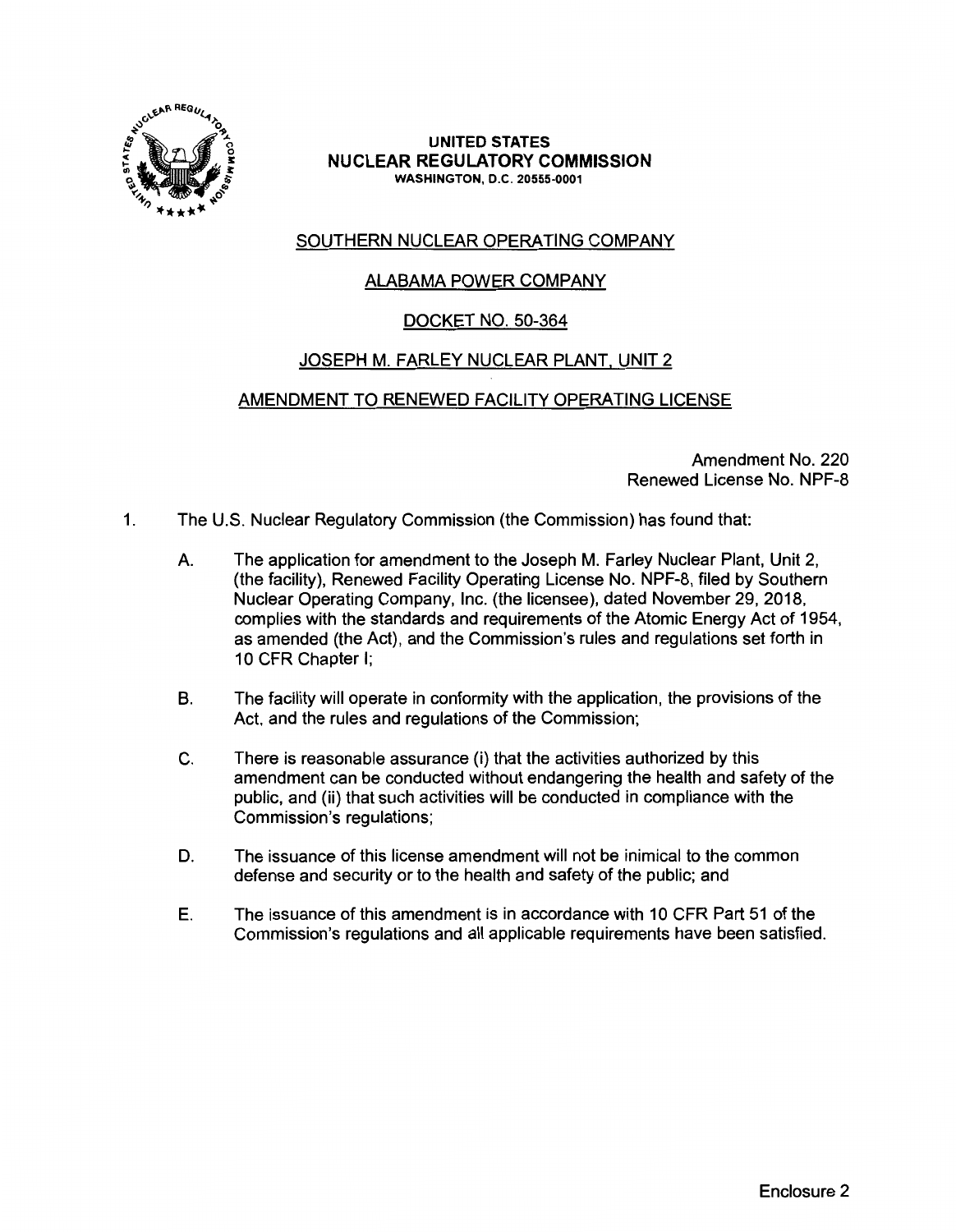UNITED STATES
**NUCLEAR REGULATORY COMMISSION**
WASHINGTON, D.C. 20555-0001

SOUTHERN NUCLEAR OPERATING COMPANY

ALABAMA POWER COMPANY

DOCKET NO. 50-364

JOSEPH M. FARLEY NUCLEAR PLANT, UNIT 2

AMENDMENT TO RENEWED FACILITY OPERATING LICENSE

Amendment No. 220
Renewed License No. NPF-8

1. The U.S. Nuclear Regulatory Commission (the Commission) has found that:

   A. The application for amendment to the Joseph M. Farley Nuclear Plant, Unit 2, (the facility), Renewed Facility Operating License No. NPF-8, filed by Southern Nuclear Operating Company, Inc. (the licensee), dated November 29, 2018, complies with the standards and requirements of the Atomic Energy Act of 1954, as amended (the Act), and the Commission's rules and regulations set forth in 10 CFR Chapter I;

   B. The facility will operate in conformity with the application, the provisions of the Act, and the rules and regulations of the Commission;

   C. There is reasonable assurance (i) that the activities authorized by this amendment can be conducted without endangering the health and safety of the public, and (ii) that such activities will be conducted in compliance with the Commission's regulations;

   D. The issuance of this license amendment will not be inimical to the common defense and security or to the health and safety of the public; and

   E. The issuance of this amendment is in accordance with 10 CFR Part 51 of the Commission's regulations and all applicable requirements have been satisfied.

Enclosure 2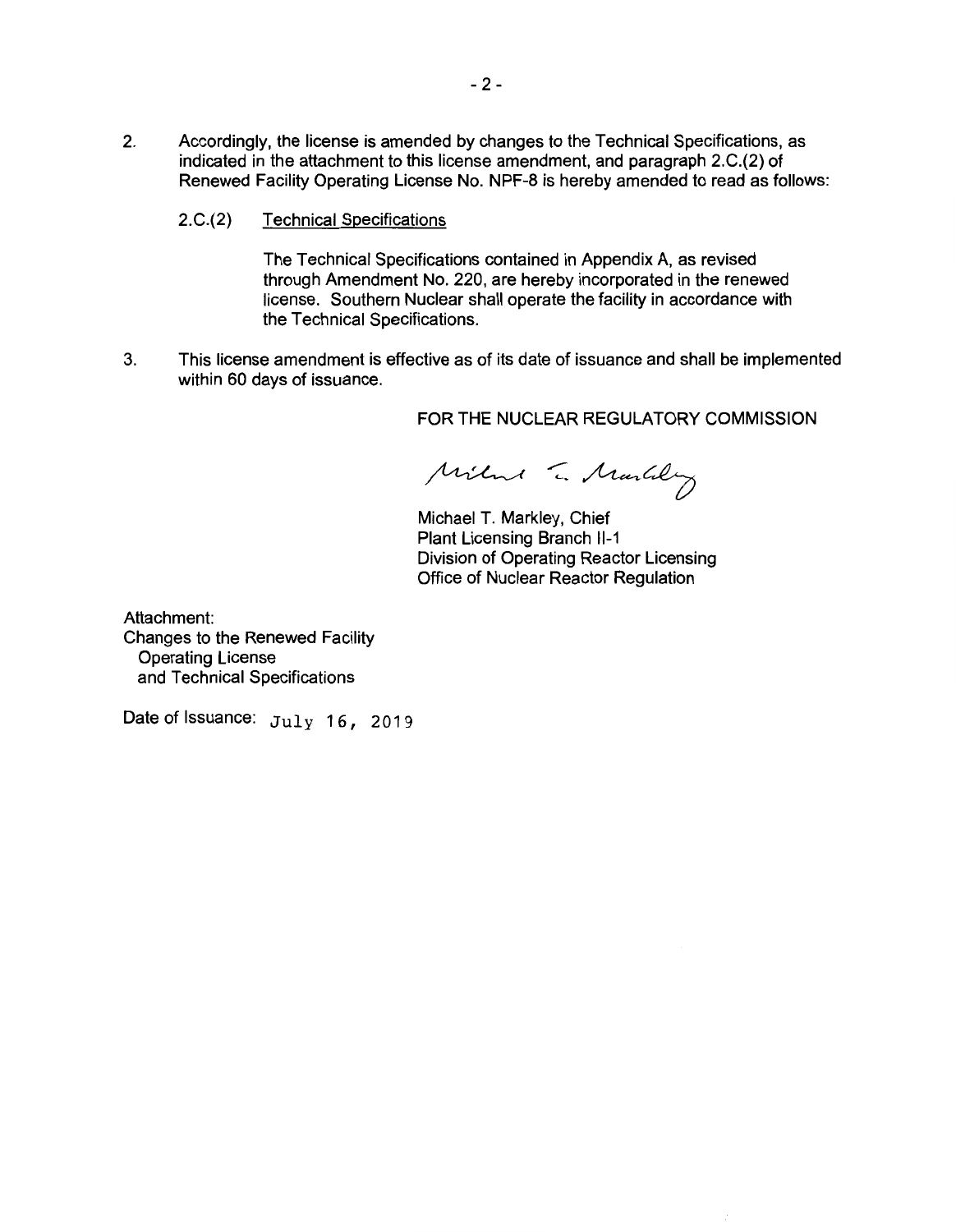2. Accordingly, the license is amended by changes to the Technical Specifications, as indicated in the attachment to this license amendment, and paragraph 2.C.(2) of Renewed Facility Operating License No. NPF-8 is hereby amended to read as follows:

   2.C.(2) Technical Specifications

   The Technical Specifications contained in Appendix A, as revised through Amendment No. 220, are hereby incorporated in the renewed license. Southern Nuclear shall operate the facility in accordance with the Technical Specifications.

3. This license amendment is effective as of its date of issuance and shall be implemented within 60 days of issuance.

FOR THE NUCLEAR REGULATORY COMMISSION

Michael T. Markley, Chief
Plant Licensing Branch II-1
Division of Operating Reactor Licensing
Office of Nuclear Reactor Regulation

Attachment:
Changes to the Renewed Facility
Operating License
and Technical Specifications

Date of Issuance: July 16, 2019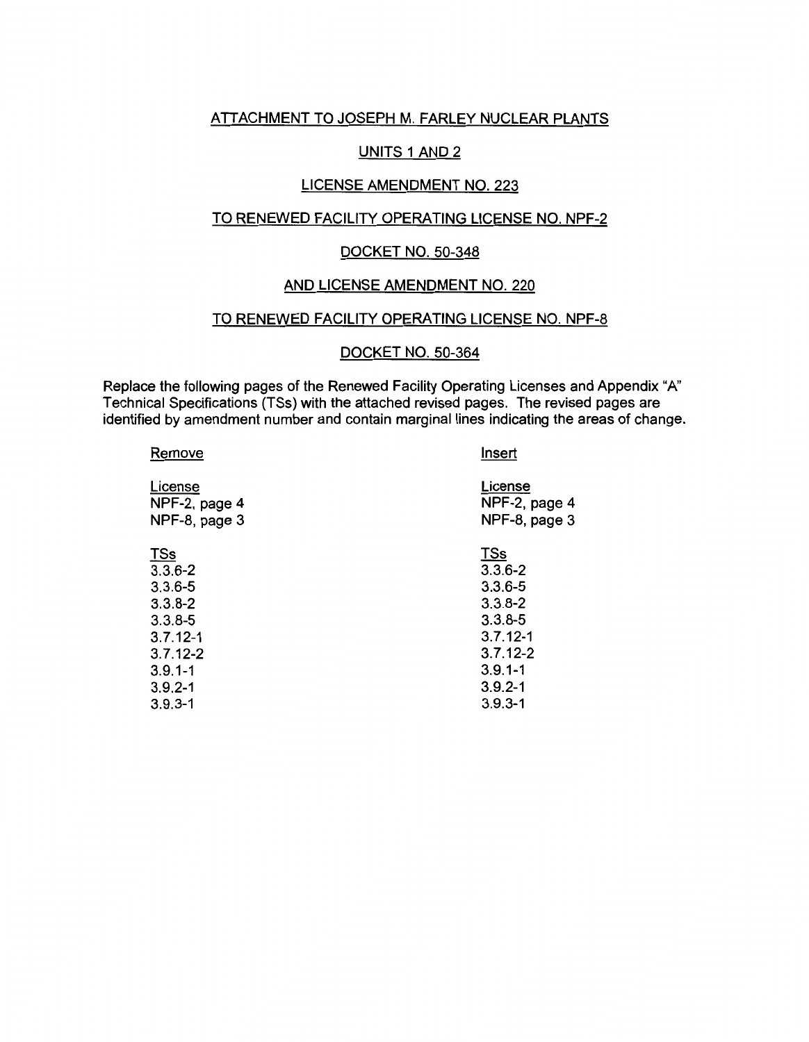ATTACHMENT TO JOSEPH M. FARLEY NUCLEAR PLANTS

UNITS 1 AND 2

LICENSE AMENDMENT NO. 223

TO RENEWED FACILITY OPERATING LICENSE NO. NPF-2

DOCKET NO. 50-348

AND LICENSE AMENDMENT NO. 220

TO RENEWED FACILITY OPERATING LICENSE NO. NPF-8

DOCKET NO. 50-364

Replace the following pages of the Renewed Facility Operating Licenses and Appendix "A" Technical Specifications (TSs) with the attached revised pages. The revised pages are identified by amendment number and contain marginal lines indicating the areas of change.

| Remove | Insert |
|---|---|
| License | License |
| NPF-2, page 4 | NPF-2, page 4 |
| NPF-8, page 3 | NPF-8, page 3 |
| TSs | TSs |
| 3.3.6-2 | 3.3.6-2 |
| 3.3.6-5 | 3.3.6-5 |
| 3.3.8-2 | 3.3.8-2 |
| 3.3.8-5 | 3.3.8-5 |
| 3.7.12-1 | 3.7.12-1 |
| 3.7.12-2 | 3.7.12-2 |
| 3.9.1-1 | 3.9.1-1 |
| 3.9.2-1 | 3.9.2-1 |
| 3.9.3-1 | 3.9.3-1 |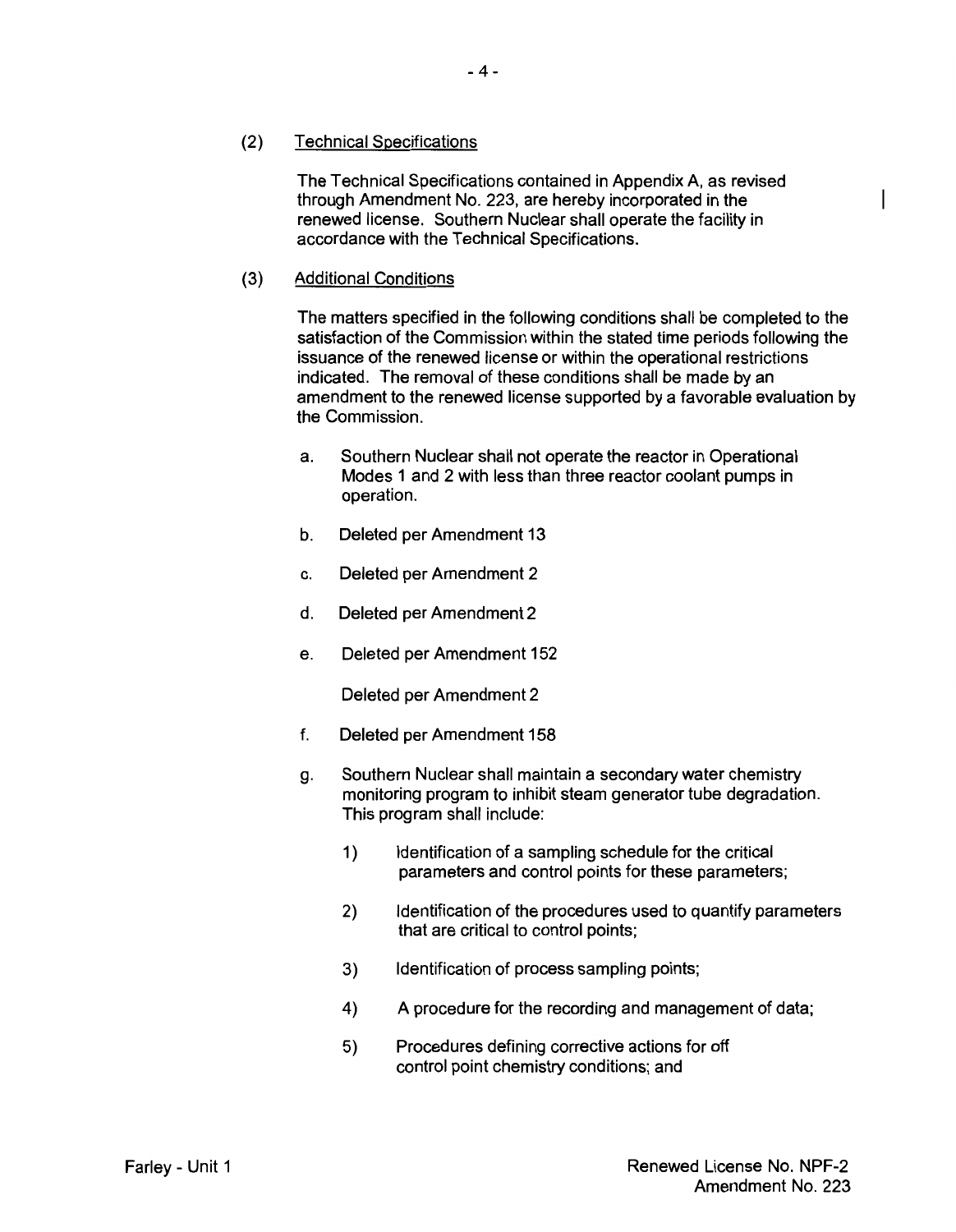(2) Technical Specifications

The Technical Specifications contained in Appendix A, as revised through Amendment No. 223, are hereby incorporated in the renewed license. Southern Nuclear shall operate the facility in accordance with the Technical Specifications.

(3) Additional Conditions

The matters specified in the following conditions shall be completed to the satisfaction of the Commission within the stated time periods following the issuance of the renewed license or within the operational restrictions indicated. The removal of these conditions shall be made by an amendment to the renewed license supported by a favorable evaluation by the Commission.

a. Southern Nuclear shall not operate the reactor in Operational Modes 1 and 2 with less than three reactor coolant pumps in operation.

b. Deleted per Amendment 13

c. Deleted per Amendment 2

d. Deleted per Amendment 2

e. Deleted per Amendment 152

Deleted per Amendment 2

f. Deleted per Amendment 158

g. Southern Nuclear shall maintain a secondary water chemistry monitoring program to inhibit steam generator tube degradation. This program shall include:

1) Identification of a sampling schedule for the critical parameters and control points for these parameters;

2) Identification of the procedures used to quantify parameters that are critical to control points;

3) Identification of process sampling points;

4) A procedure for the recording and management of data;

5) Procedures defining corrective actions for off control point chemistry conditions; and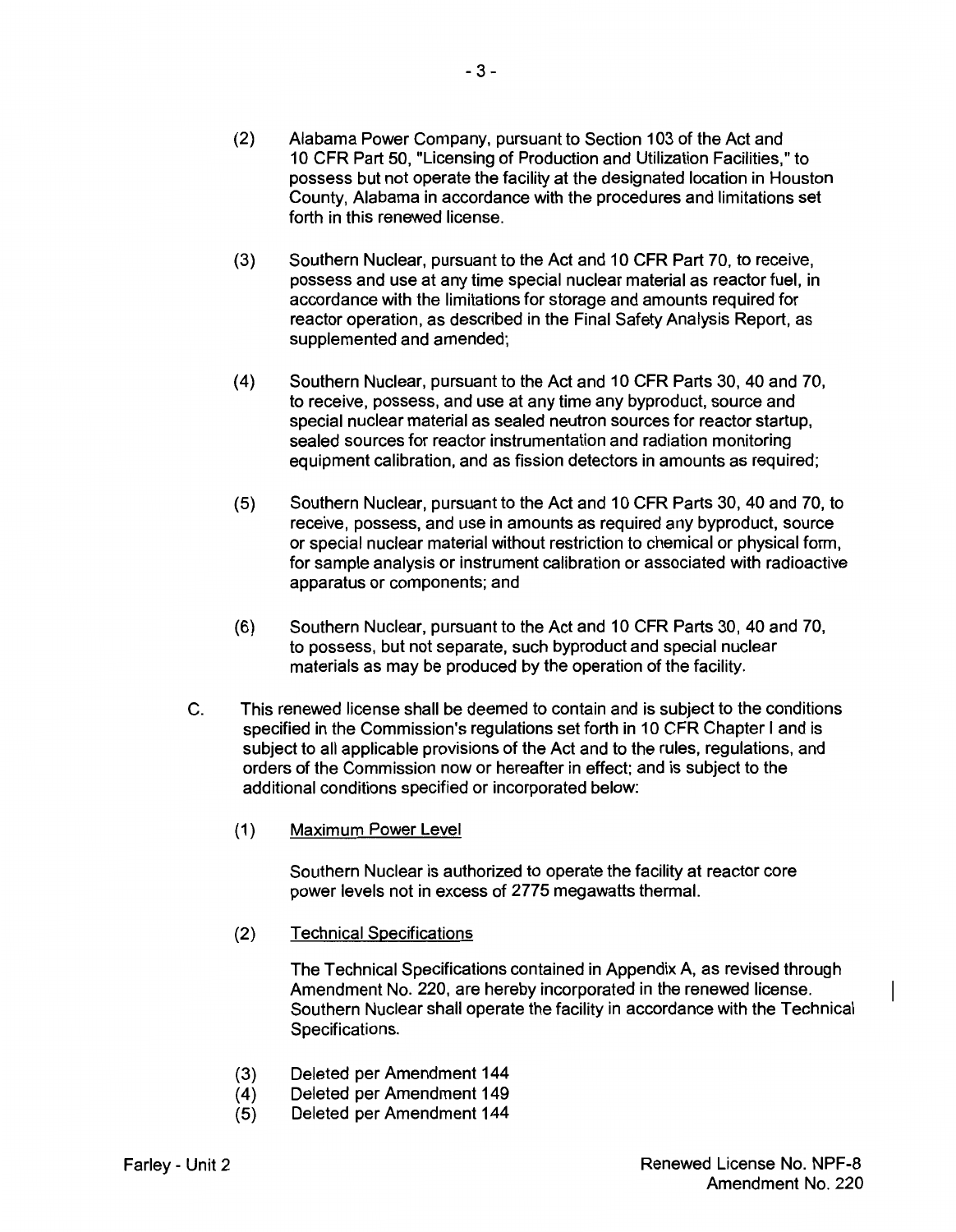(2) Alabama Power Company, pursuant to Section 103 of the Act and 10 CFR Part 50, "Licensing of Production and Utilization Facilities," to possess but not operate the facility at the designated location in Houston County, Alabama in accordance with the procedures and limitations set forth in this renewed license.

(3) Southern Nuclear, pursuant to the Act and 10 CFR Part 70, to receive, possess and use at any time special nuclear material as reactor fuel, in accordance with the limitations for storage and amounts required for reactor operation, as described in the Final Safety Analysis Report, as supplemented and amended;

(4) Southern Nuclear, pursuant to the Act and 10 CFR Parts 30, 40 and 70, to receive, possess, and use at any time any byproduct, source and special nuclear material as sealed neutron sources for reactor startup, sealed sources for reactor instrumentation and radiation monitoring equipment calibration, and as fission detectors in amounts as required;

(5) Southern Nuclear, pursuant to the Act and 10 CFR Parts 30, 40 and 70, to receive, possess, and use in amounts as required any byproduct, source or special nuclear material without restriction to chemical or physical form, for sample analysis or instrument calibration or associated with radioactive apparatus or components; and

(6) Southern Nuclear, pursuant to the Act and 10 CFR Parts 30, 40 and 70, to possess, but not separate, such byproduct and special nuclear materials as may be produced by the operation of the facility.

C. This renewed license shall be deemed to contain and is subject to the conditions specified in the Commission's regulations set forth in 10 CFR Chapter I and is subject to all applicable provisions of the Act and to the rules, regulations, and orders of the Commission now or hereafter in effect; and is subject to the additional conditions specified or incorporated below:

(1) Maximum Power Level

Southern Nuclear is authorized to operate the facility at reactor core power levels not in excess of 2775 megawatts thermal.

(2) Technical Specifications

The Technical Specifications contained in Appendix A, as revised through Amendment No. 220, are hereby incorporated in the renewed license. Southern Nuclear shall operate the facility in accordance with the Technical Specifications.

(3) Deleted per Amendment 144
(4) Deleted per Amendment 149
(5) Deleted per Amendment 144

Farley - Unit 2

Renewed License No. NPF-8
Amendment No. 220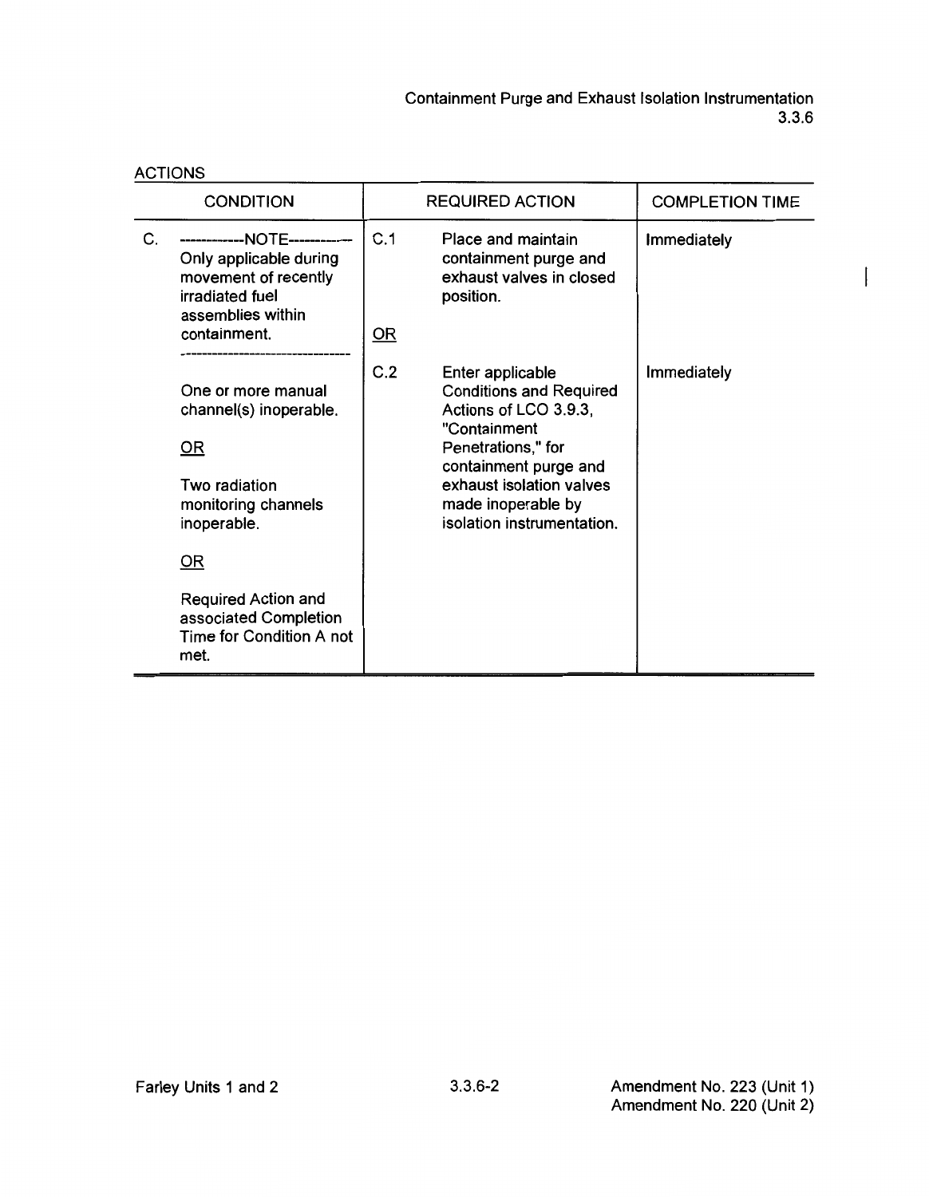ACTIONS

| CONDITION | REQUIRED ACTION | | COMPLETION TIME |
|---|---|---|---|
| C. ------------NOTE------------ Only applicable during movement of recently irradiated fuel assemblies within containment. ------------------------------- One or more manual channel(s) inoperable. <u>OR</u> Two radiation monitoring channels inoperable. <u>OR</u> Required Action and associated Completion Time for Condition A not met. | C.1 | Place and maintain containment purge and exhaust valves in closed position. | Immediately |
| | <u>OR</u> | | |
| | C.2 | Enter applicable Conditions and Required Actions of LCO 3.9.3, "Containment Penetrations," for containment purge and exhaust isolation valves made inoperable by isolation instrumentation. | Immediately |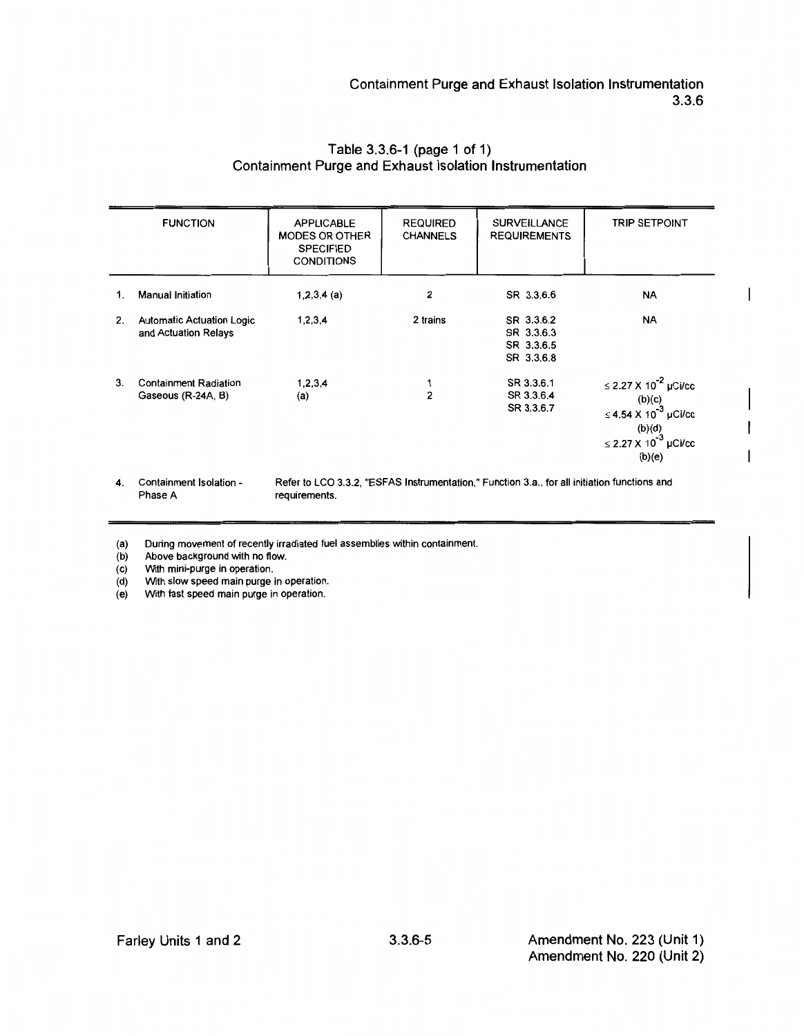Table 3.3.6-1 (page 1 of 1)
Containment Purge and Exhaust Isolation Instrumentation

| FUNCTION | APPLICABLE MODES OR OTHER SPECIFIED CONDITIONS | REQUIRED CHANNELS | SURVEILLANCE REQUIREMENTS | TRIP SETPOINT |
|---|---|---|---|---|
| 1. Manual Initiation | 1,2,3,4 (a) | 2 | SR 3.3.6.6 | NA |
| 2. Automatic Actuation Logic and Actuation Relays | 1,2,3,4 | 2 trains | SR 3.3.6.2<br>SR 3.3.6.3<br>SR 3.3.6.5<br>SR 3.3.6.8 | NA |
| 3. Containment Radiation Gaseous (R-24A, B) | 1,2,3,4<br>(a) | 1<br>2 | SR 3.3.6.1<br>SR 3.3.6.4<br>SR 3.3.6.7 | $\leq 2.27 \times 10^{-2}$ μCi/cc (b)(c)<br>$\leq 4.54 \times 10^{-3}$ μCi/cc (b)(d)<br>$\leq 2.27 \times 10^{-3}$ μCi/cc (b)(e) |
| 4. Containment Isolation - Phase A | Refer to LCO 3.3.2, "ESFAS Instrumentation," Function 3.a., for all initiation functions and requirements. | | | |

(a) During movement of recently irradiated fuel assemblies within containment.
(b) Above background with no flow.
(c) With mini-purge in operation.
(d) With slow speed main purge in operation.
(e) With fast speed main purge in operation.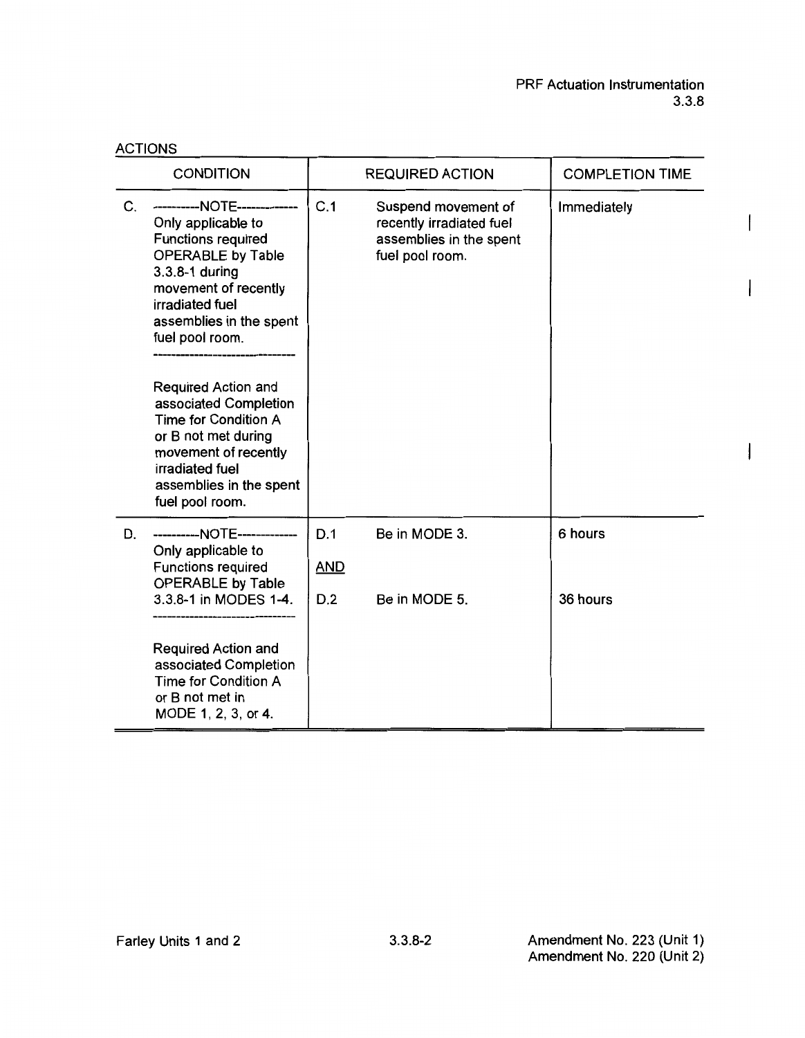ACTIONS

| CONDITION | REQUIRED ACTION | | COMPLETION TIME |
|---|---|---|---|
| C. ----------NOTE---------- Only applicable to Functions required OPERABLE by Table 3.3.8-1 during movement of recently irradiated fuel assemblies in the spent fuel pool room. ------------------------ Required Action and associated Completion Time for Condition A or B not met during movement of recently irradiated fuel assemblies in the spent fuel pool room. | C.1 | Suspend movement of recently irradiated fuel assemblies in the spent fuel pool room. | Immediately |
| D. ----------NOTE---------- Only applicable to Functions required OPERABLE by Table 3.3.8-1 in MODES 1-4. ------------------------ Required Action and associated Completion Time for Condition A or B not met in MODE 1, 2, 3, or 4. | D.1 | Be in MODE 3. | 6 hours |
| | <u>AND</u> | | |
| | D.2 | Be in MODE 5. | 36 hours |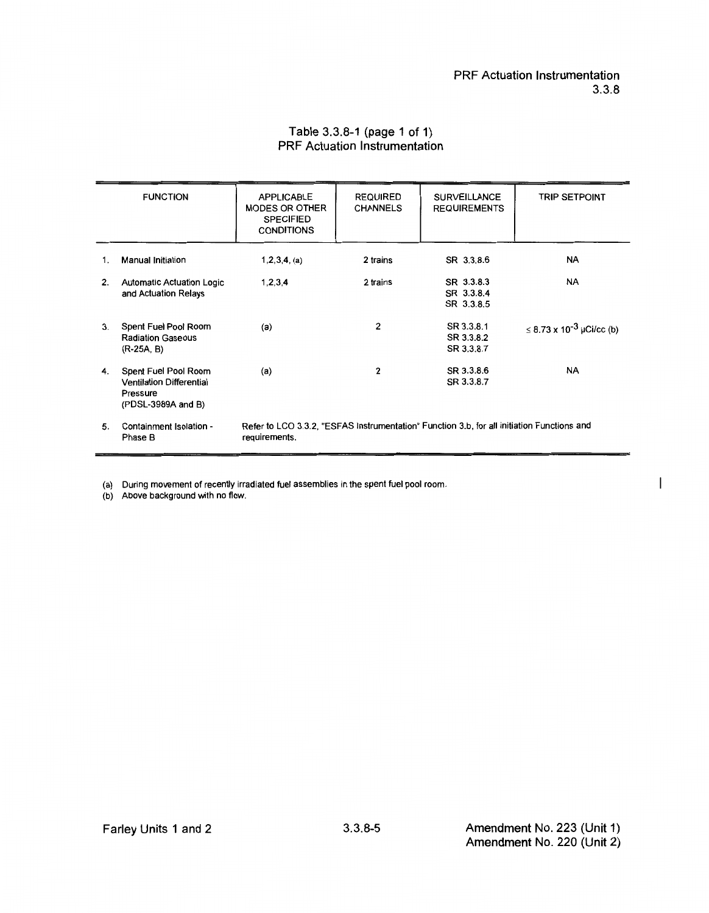Table 3.3.8-1 (page 1 of 1)
PRF Actuation Instrumentation

| | FUNCTION | APPLICABLE MODES OR OTHER SPECIFIED CONDITIONS | REQUIRED CHANNELS | SURVEILLANCE REQUIREMENTS | TRIP SETPOINT |
|---|---|---|---|---|---|
| 1. | Manual Initiation | 1,2,3,4, (a) | 2 trains | SR 3.3.8.6 | NA |
| 2. | Automatic Actuation Logic and Actuation Relays | 1,2,3,4 | 2 trains | SR 3.3.8.3<br>SR 3.3.8.4<br>SR 3.3.8.5 | NA |
| 3. | Spent Fuel Pool Room Radiation Gaseous (R-25A, B) | (a) | 2 | SR 3.3.8.1<br>SR 3.3.8.2<br>SR 3.3.8.7 | $\leq 8.73 \times 10^{-3}$ μCi/cc (b) |
| 4. | Spent Fuel Pool Room Ventilation Differential Pressure (PDSL-3989A and B) | (a) | 2 | SR 3.3.8.6<br>SR 3.3.8.7 | NA |
| 5. | Containment Isolation - Phase B | Refer to LCO 3.3.2, "ESFAS Instrumentation" Function 3.b, for all initiation Functions and requirements. | | | |

(a) During movement of recently irradiated fuel assemblies in the spent fuel pool room.

(b) Above background with no flow.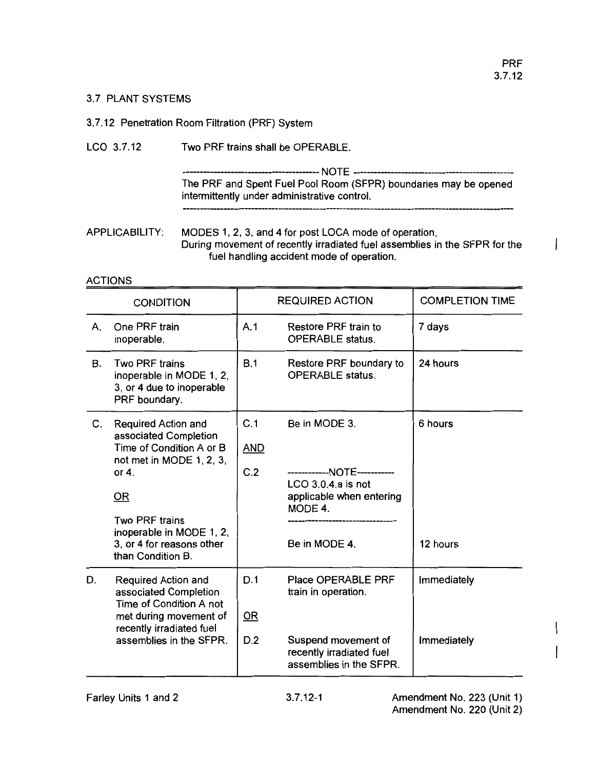# 3.7 PLANT SYSTEMS

## 3.7.12 Penetration Room Filtration (PRF) System

LCO 3.7.12 Two PRF trains shall be OPERABLE.

---------------------------------------- NOTE ----------------------------------------

The PRF and Spent Fuel Pool Room (SFPR) boundaries may be opened intermittently under administrative control.

------------------------------------------------------------------------------------------

APPLICABILITY: MODES 1, 2, 3, and 4 for post LOCA mode of operation,
During movement of recently irradiated fuel assemblies in the SFPR for the fuel handling accident mode of operation.

ACTIONS

| CONDITION | REQUIRED ACTION | COMPLETION TIME |
|---|---|---|
| A. One PRF train inoperable. | A.1 Restore PRF train to OPERABLE status. | 7 days |
| B. Two PRF trains inoperable in MODE 1, 2, 3, or 4 due to inoperable PRF boundary. | B.1 Restore PRF boundary to OPERABLE status. | 24 hours |
| C. Required Action and associated Completion Time of Condition A or B not met in MODE 1, 2, 3, or 4.<br><br>OR<br><br>Two PRF trains inoperable in MODE 1, 2, 3, or 4 for reasons other than Condition B. | C.1 Be in MODE 3.<br><br>AND<br><br>C.2 ------------NOTE-----------<br>LCO 3.0.4.a is not applicable when entering MODE 4.<br>-------------------------------<br><br>Be in MODE 4. | 6 hours<br><br><br><br><br><br><br><br>12 hours |
| D. Required Action and associated Completion Time of Condition A not met during movement of recently irradiated fuel assemblies in the SFPR. | D.1 Place OPERABLE PRF train in operation.<br><br>OR<br><br>D.2 Suspend movement of recently irradiated fuel assemblies in the SFPR. | Immediately<br><br><br><br><br>Immediately |

Amendment No. 223 (Unit 1)
Amendment No. 220 (Unit 2)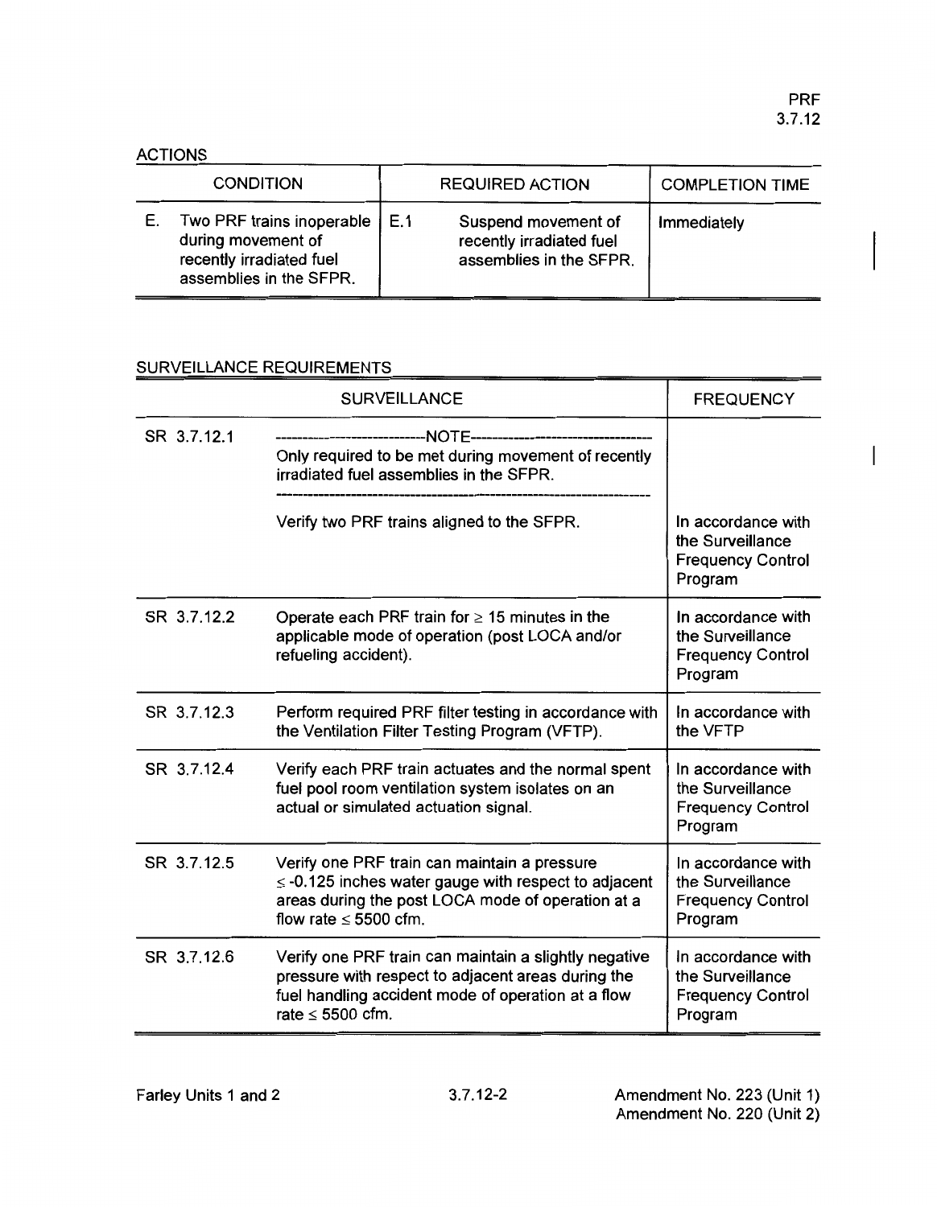## ACTIONS

| CONDITION | REQUIRED ACTION | COMPLETION TIME |
|---|---|---|
| E. Two PRF trains inoperable during movement of recently irradiated fuel assemblies in the SFPR. | E.1 Suspend movement of recently irradiated fuel assemblies in the SFPR. | Immediately |

## SURVEILLANCE REQUIREMENTS

| | SURVEILLANCE | FREQUENCY |
|---|---|---|
| SR 3.7.12.1 | -----NOTE----- Only required to be met during movement of recently irradiated fuel assemblies in the SFPR. ---------- Verify two PRF trains aligned to the SFPR. | In accordance with the Surveillance Frequency Control Program |
| SR 3.7.12.2 | Operate each PRF train for ≥ 15 minutes in the applicable mode of operation (post LOCA and/or refueling accident). | In accordance with the Surveillance Frequency Control Program |
| SR 3.7.12.3 | Perform required PRF filter testing in accordance with the Ventilation Filter Testing Program (VFTP). | In accordance with the VFTP |
| SR 3.7.12.4 | Verify each PRF train actuates and the normal spent fuel pool room ventilation system isolates on an actual or simulated actuation signal. | In accordance with the Surveillance Frequency Control Program |
| SR 3.7.12.5 | Verify one PRF train can maintain a pressure ≤ -0.125 inches water gauge with respect to adjacent areas during the post LOCA mode of operation at a flow rate ≤ 5500 cfm. | In accordance with the Surveillance Frequency Control Program |
| SR 3.7.12.6 | Verify one PRF train can maintain a slightly negative pressure with respect to adjacent areas during the fuel handling accident mode of operation at a flow rate ≤ 5500 cfm. | In accordance with the Surveillance Frequency Control Program |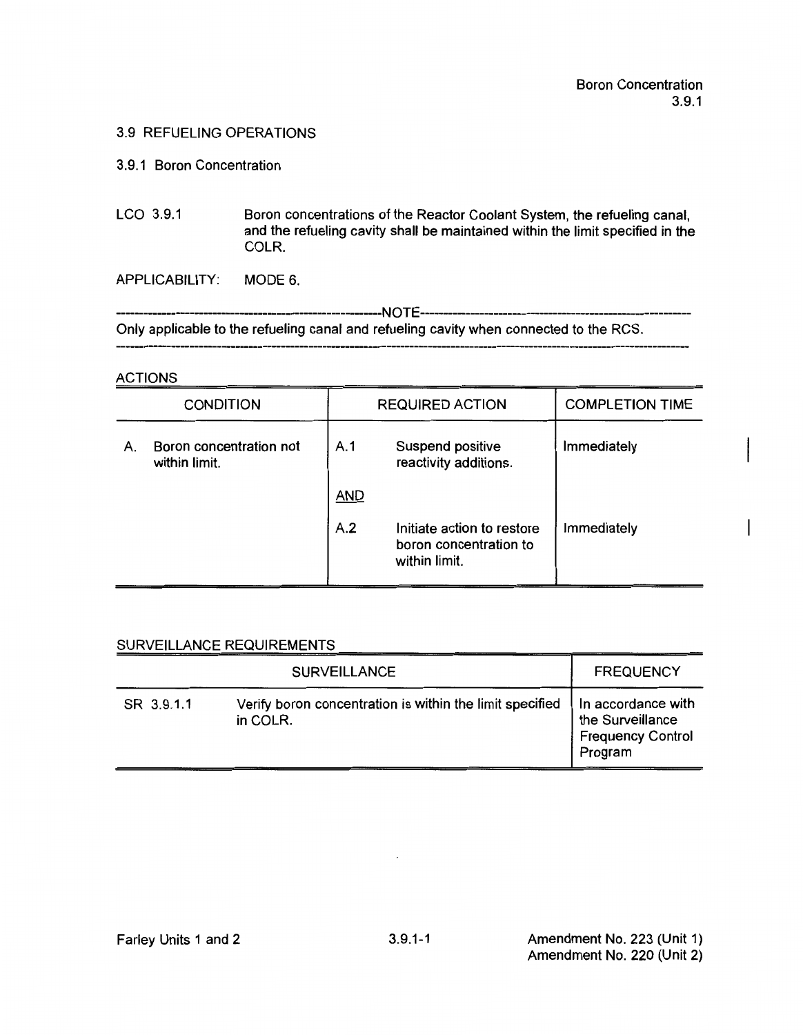## 3.9 REFUELING OPERATIONS

### 3.9.1 Boron Concentration

LCO 3.9.1 Boron concentrations of the Reactor Coolant System, the refueling canal, and the refueling cavity shall be maintained within the limit specified in the COLR.

APPLICABILITY: MODE 6.

-----------------------------------------------------------NOTE-----------------------------------------------------------
Only applicable to the refueling canal and refueling cavity when connected to the RCS.
-------------------------------------------------------------------------------------------------------------------------------

ACTIONS

| CONDITION | REQUIRED ACTION | | COMPLETION TIME |
|---|---|---|---|
| A. Boron concentration not within limit. | A.1 | Suspend positive reactivity additions. | Immediately |
| | AND | | |
| | A.2 | Initiate action to restore boron concentration to within limit. | Immediately |

SURVEILLANCE REQUIREMENTS

| SURVEILLANCE | | FREQUENCY |
|---|---|---|
| SR 3.9.1.1 | Verify boron concentration is within the limit specified in COLR. | In accordance with the Surveillance Frequency Control Program |

Amendment No. 223 (Unit 1)
Amendment No. 220 (Unit 2)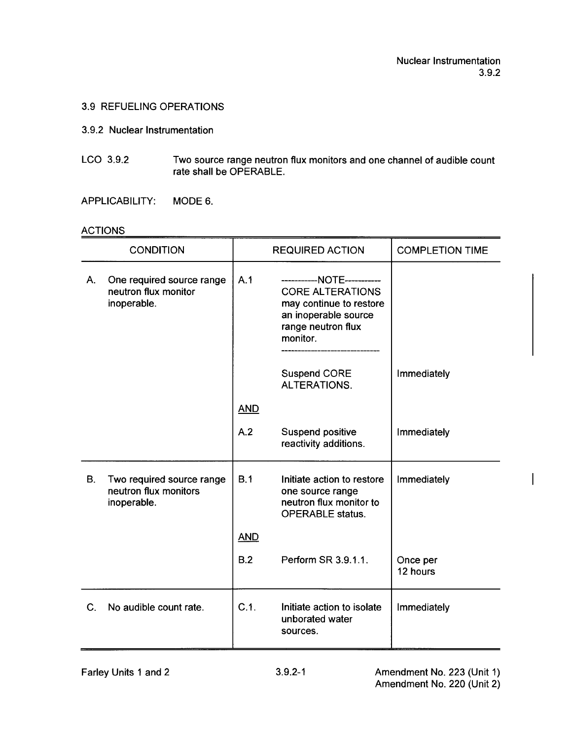## 3.9 REFUELING OPERATIONS

### 3.9.2 Nuclear Instrumentation

LCO 3.9.2 Two source range neutron flux monitors and one channel of audible count rate shall be OPERABLE.

APPLICABILITY: MODE 6.

ACTIONS

| CONDITION | REQUIRED ACTION | | COMPLETION TIME |
|---|---|---|---|
| A. One required source range neutron flux monitor inoperable. | A.1 | -----------NOTE----------- CORE ALTERATIONS may continue to restore an inoperable source range neutron flux monitor. ------------------------------ Suspend CORE ALTERATIONS. | Immediately |
| | AND | | |
| | A.2 | Suspend positive reactivity additions. | Immediately |
| B. Two required source range neutron flux monitors inoperable. | B.1 | Initiate action to restore one source range neutron flux monitor to OPERABLE status. | Immediately |
| | AND | | |
| | B.2 | Perform SR 3.9.1.1. | Once per 12 hours |
| C. No audible count rate. | C.1. | Initiate action to isolate unborated water sources. | Immediately |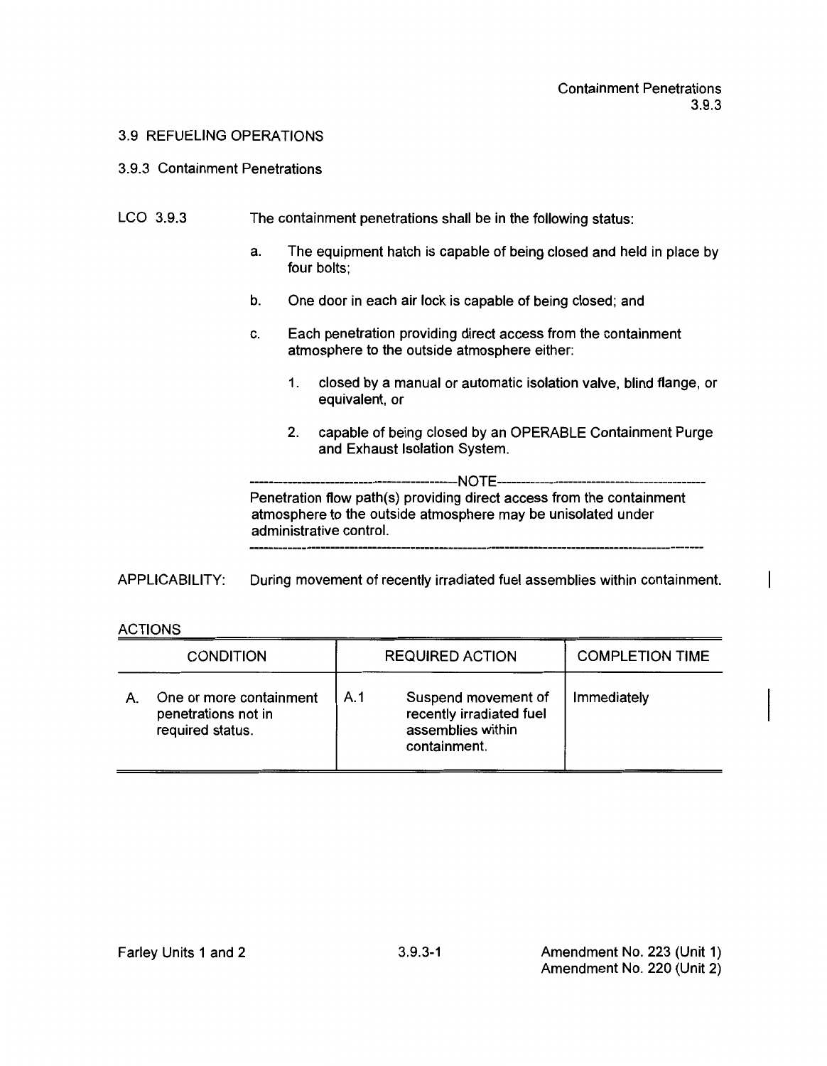## 3.9 REFUELING OPERATIONS

### 3.9.3 Containment Penetrations

LCO 3.9.3 The containment penetrations shall be in the following status:

a. The equipment hatch is capable of being closed and held in place by four bolts;

b. One door in each air lock is capable of being closed; and

c. Each penetration providing direct access from the containment atmosphere to the outside atmosphere either:

   1. closed by a manual or automatic isolation valve, blind flange, or equivalent, or

   2. capable of being closed by an OPERABLE Containment Purge and Exhaust Isolation System.

------------------------------------------NOTE------------------------------------------

Penetration flow path(s) providing direct access from the containment atmosphere to the outside atmosphere may be unisolated under administrative control.

--------------------------------------------------------------------------------------------

APPLICABILITY: During movement of recently irradiated fuel assemblies within containment.

ACTIONS

| CONDITION | REQUIRED ACTION | COMPLETION TIME |
|---|---|---|
| A. One or more containment penetrations not in required status. | A.1 Suspend movement of recently irradiated fuel assemblies within containment. | Immediately |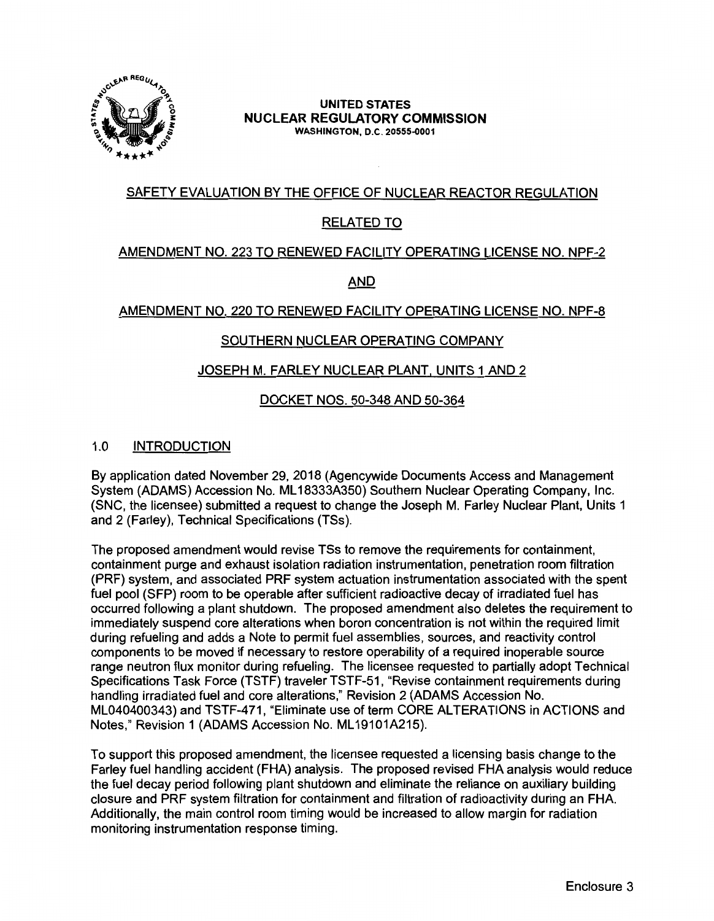UNITED STATES
**NUCLEAR REGULATORY COMMISSION**
WASHINGTON, D.C. 20555-0001

SAFETY EVALUATION BY THE OFFICE OF NUCLEAR REACTOR REGULATION

RELATED TO

AMENDMENT NO. 223 TO RENEWED FACILITY OPERATING LICENSE NO. NPF-2

AND

AMENDMENT NO. 220 TO RENEWED FACILITY OPERATING LICENSE NO. NPF-8

SOUTHERN NUCLEAR OPERATING COMPANY

JOSEPH M. FARLEY NUCLEAR PLANT, UNITS 1 AND 2

DOCKET NOS. 50-348 AND 50-364

## 1.0 INTRODUCTION

By application dated November 29, 2018 (Agencywide Documents Access and Management System (ADAMS) Accession No. ML18333A350) Southern Nuclear Operating Company, Inc. (SNC, the licensee) submitted a request to change the Joseph M. Farley Nuclear Plant, Units 1 and 2 (Farley), Technical Specifications (TSs).

The proposed amendment would revise TSs to remove the requirements for containment, containment purge and exhaust isolation radiation instrumentation, penetration room filtration (PRF) system, and associated PRF system actuation instrumentation associated with the spent fuel pool (SFP) room to be operable after sufficient radioactive decay of irradiated fuel has occurred following a plant shutdown. The proposed amendment also deletes the requirement to immediately suspend core alterations when boron concentration is not within the required limit during refueling and adds a Note to permit fuel assemblies, sources, and reactivity control components to be moved if necessary to restore operability of a required inoperable source range neutron flux monitor during refueling. The licensee requested to partially adopt Technical Specifications Task Force (TSTF) traveler TSTF-51, "Revise containment requirements during handling irradiated fuel and core alterations," Revision 2 (ADAMS Accession No. ML040400343) and TSTF-471, "Eliminate use of term CORE ALTERATIONS in ACTIONS and Notes," Revision 1 (ADAMS Accession No. ML19101A215).

To support this proposed amendment, the licensee requested a licensing basis change to the Farley fuel handling accident (FHA) analysis. The proposed revised FHA analysis would reduce the fuel decay period following plant shutdown and eliminate the reliance on auxiliary building closure and PRF system filtration for containment and filtration of radioactivity during an FHA. Additionally, the main control room timing would be increased to allow margin for radiation monitoring instrumentation response timing.

Enclosure 3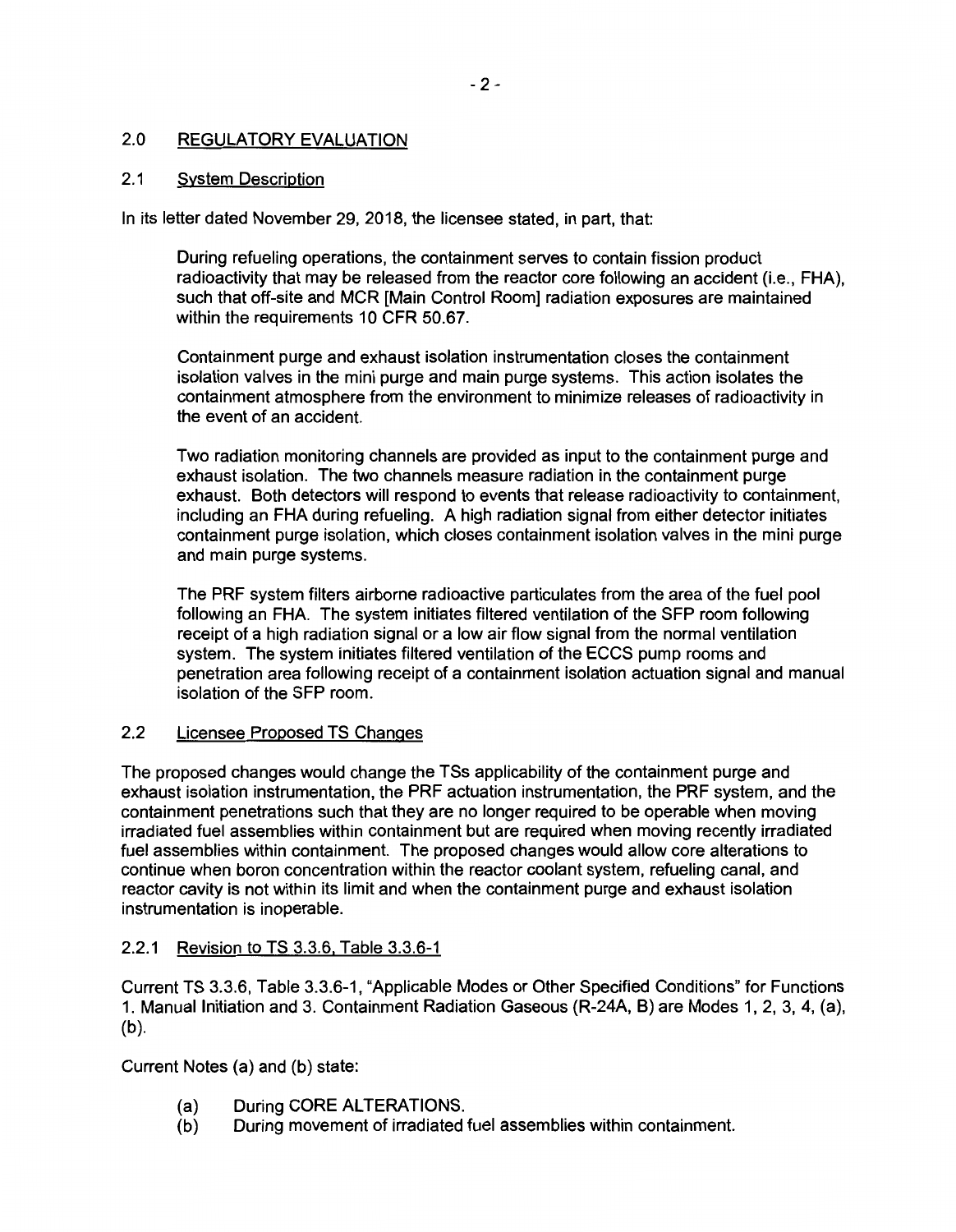## 2.0 REGULATORY EVALUATION

### 2.1 System Description

In its letter dated November 29, 2018, the licensee stated, in part, that:

> During refueling operations, the containment serves to contain fission product radioactivity that may be released from the reactor core following an accident (i.e., FHA), such that off-site and MCR [Main Control Room] radiation exposures are maintained within the requirements 10 CFR 50.67.
>
> Containment purge and exhaust isolation instrumentation closes the containment isolation valves in the mini purge and main purge systems. This action isolates the containment atmosphere from the environment to minimize releases of radioactivity in the event of an accident.
>
> Two radiation monitoring channels are provided as input to the containment purge and exhaust isolation. The two channels measure radiation in the containment purge exhaust. Both detectors will respond to events that release radioactivity to containment, including an FHA during refueling. A high radiation signal from either detector initiates containment purge isolation, which closes containment isolation valves in the mini purge and main purge systems.
>
> The PRF system filters airborne radioactive particulates from the area of the fuel pool following an FHA. The system initiates filtered ventilation of the SFP room following receipt of a high radiation signal or a low air flow signal from the normal ventilation system. The system initiates filtered ventilation of the ECCS pump rooms and penetration area following receipt of a containment isolation actuation signal and manual isolation of the SFP room.

### 2.2 Licensee Proposed TS Changes

The proposed changes would change the TSs applicability of the containment purge and exhaust isolation instrumentation, the PRF actuation instrumentation, the PRF system, and the containment penetrations such that they are no longer required to be operable when moving irradiated fuel assemblies within containment but are required when moving recently irradiated fuel assemblies within containment. The proposed changes would allow core alterations to continue when boron concentration within the reactor coolant system, refueling canal, and reactor cavity is not within its limit and when the containment purge and exhaust isolation instrumentation is inoperable.

#### 2.2.1 Revision to TS 3.3.6, Table 3.3.6-1

Current TS 3.3.6, Table 3.3.6-1, "Applicable Modes or Other Specified Conditions" for Functions 1. Manual Initiation and 3. Containment Radiation Gaseous (R-24A, B) are Modes 1, 2, 3, 4, (a), (b).

Current Notes (a) and (b) state:

- (a) During CORE ALTERATIONS.
- (b) During movement of irradiated fuel assemblies within containment.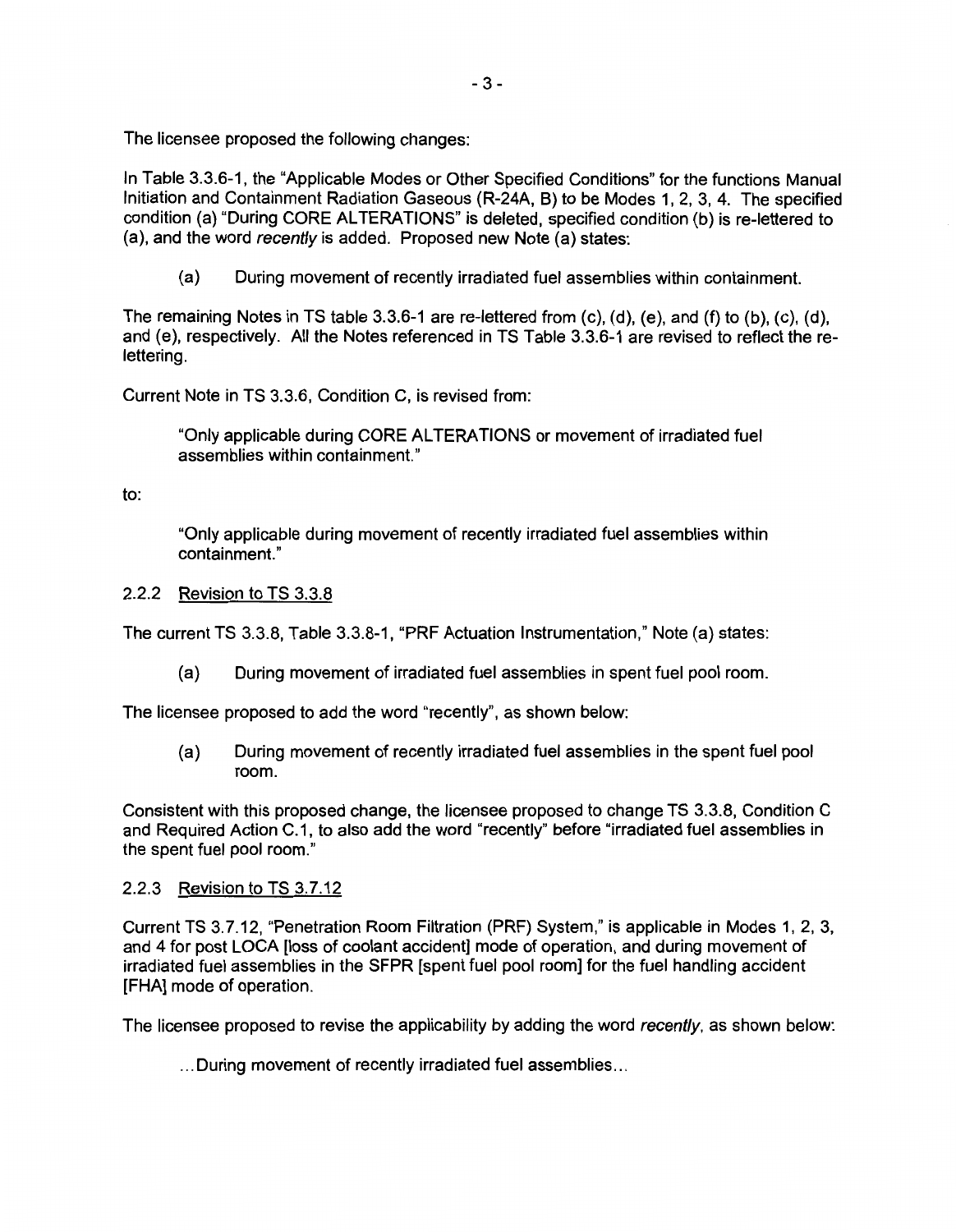The licensee proposed the following changes:

In Table 3.3.6-1, the "Applicable Modes or Other Specified Conditions" for the functions Manual Initiation and Containment Radiation Gaseous (R-24A, B) to be Modes 1, 2, 3, 4. The specified condition (a) "During CORE ALTERATIONS" is deleted, specified condition (b) is re-lettered to (a), and the word *recently* is added. Proposed new Note (a) states:

> (a) During movement of recently irradiated fuel assemblies within containment.

The remaining Notes in TS table 3.3.6-1 are re-lettered from (c), (d), (e), and (f) to (b), (c), (d), and (e), respectively. All the Notes referenced in TS Table 3.3.6-1 are revised to reflect the re-lettering.

Current Note in TS 3.3.6, Condition C, is revised from:

> "Only applicable during CORE ALTERATIONS or movement of irradiated fuel assemblies within containment."

to:

> "Only applicable during movement of recently irradiated fuel assemblies within containment."

### 2.2.2 Revision to TS 3.3.8

The current TS 3.3.8, Table 3.3.8-1, "PRF Actuation Instrumentation," Note (a) states:

> (a) During movement of irradiated fuel assemblies in spent fuel pool room.

The licensee proposed to add the word "recently", as shown below:

> (a) During movement of recently irradiated fuel assemblies in the spent fuel pool room.

Consistent with this proposed change, the licensee proposed to change TS 3.3.8, Condition C and Required Action C.1, to also add the word "recently" before "irradiated fuel assemblies in the spent fuel pool room."

### 2.2.3 Revision to TS 3.7.12

Current TS 3.7.12, "Penetration Room Filtration (PRF) System," is applicable in Modes 1, 2, 3, and 4 for post LOCA [loss of coolant accident] mode of operation, and during movement of irradiated fuel assemblies in the SFPR [spent fuel pool room] for the fuel handling accident [FHA] mode of operation.

The licensee proposed to revise the applicability by adding the word *recently*, as shown below:

> ...During movement of recently irradiated fuel assemblies...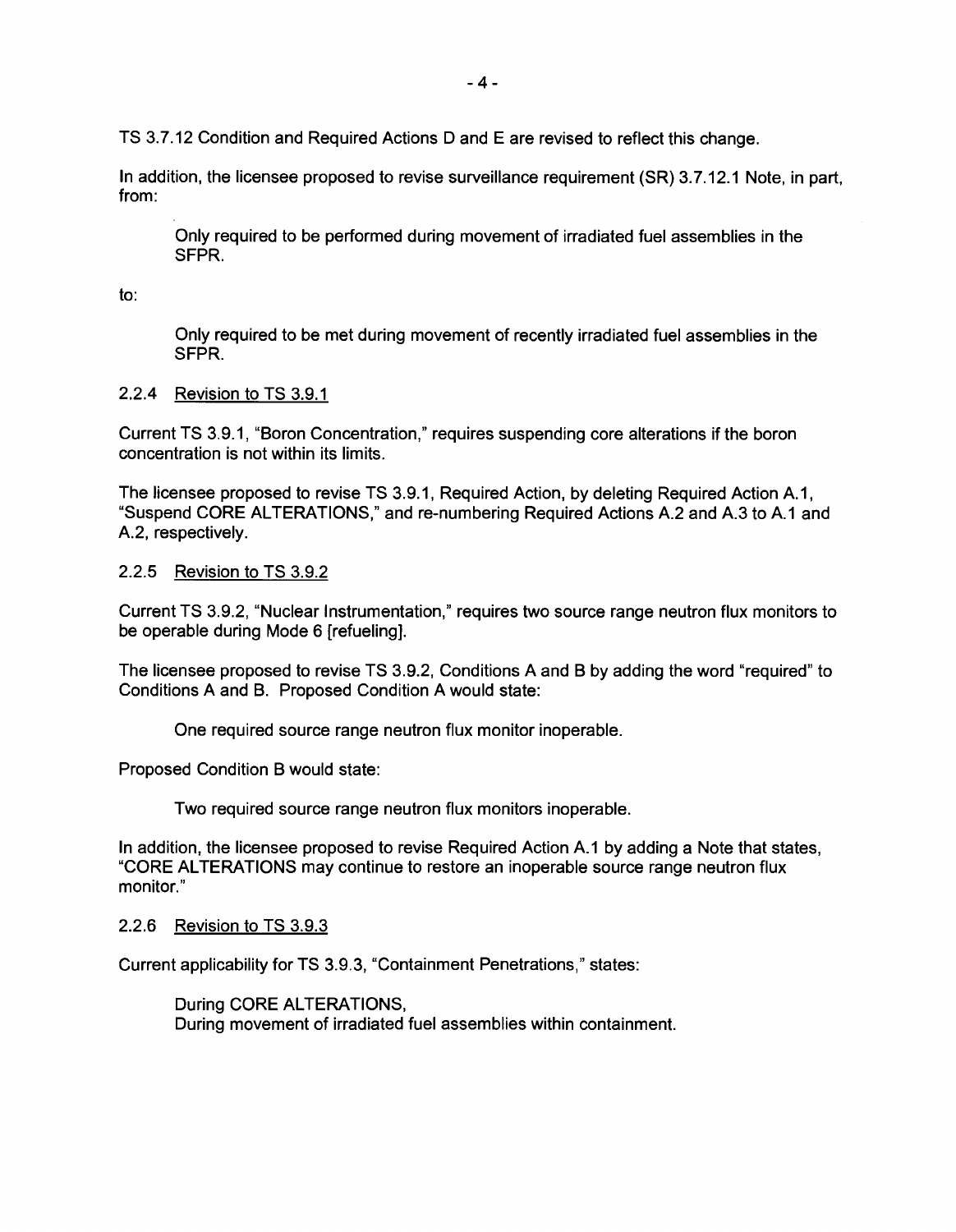TS 3.7.12 Condition and Required Actions D and E are revised to reflect this change.

In addition, the licensee proposed to revise surveillance requirement (SR) 3.7.12.1 Note, in part, from:

> Only required to be performed during movement of irradiated fuel assemblies in the SFPR.

to:

> Only required to be met during movement of recently irradiated fuel assemblies in the SFPR.

#### 2.2.4 Revision to TS 3.9.1

Current TS 3.9.1, "Boron Concentration," requires suspending core alterations if the boron concentration is not within its limits.

The licensee proposed to revise TS 3.9.1, Required Action, by deleting Required Action A.1, "Suspend CORE ALTERATIONS," and re-numbering Required Actions A.2 and A.3 to A.1 and A.2, respectively.

#### 2.2.5 Revision to TS 3.9.2

Current TS 3.9.2, "Nuclear Instrumentation," requires two source range neutron flux monitors to be operable during Mode 6 [refueling].

The licensee proposed to revise TS 3.9.2, Conditions A and B by adding the word "required" to Conditions A and B. Proposed Condition A would state:

> One required source range neutron flux monitor inoperable.

Proposed Condition B would state:

> Two required source range neutron flux monitors inoperable.

In addition, the licensee proposed to revise Required Action A.1 by adding a Note that states, "CORE ALTERATIONS may continue to restore an inoperable source range neutron flux monitor."

#### 2.2.6 Revision to TS 3.9.3

Current applicability for TS 3.9.3, "Containment Penetrations," states:

> During CORE ALTERATIONS,
> During movement of irradiated fuel assemblies within containment.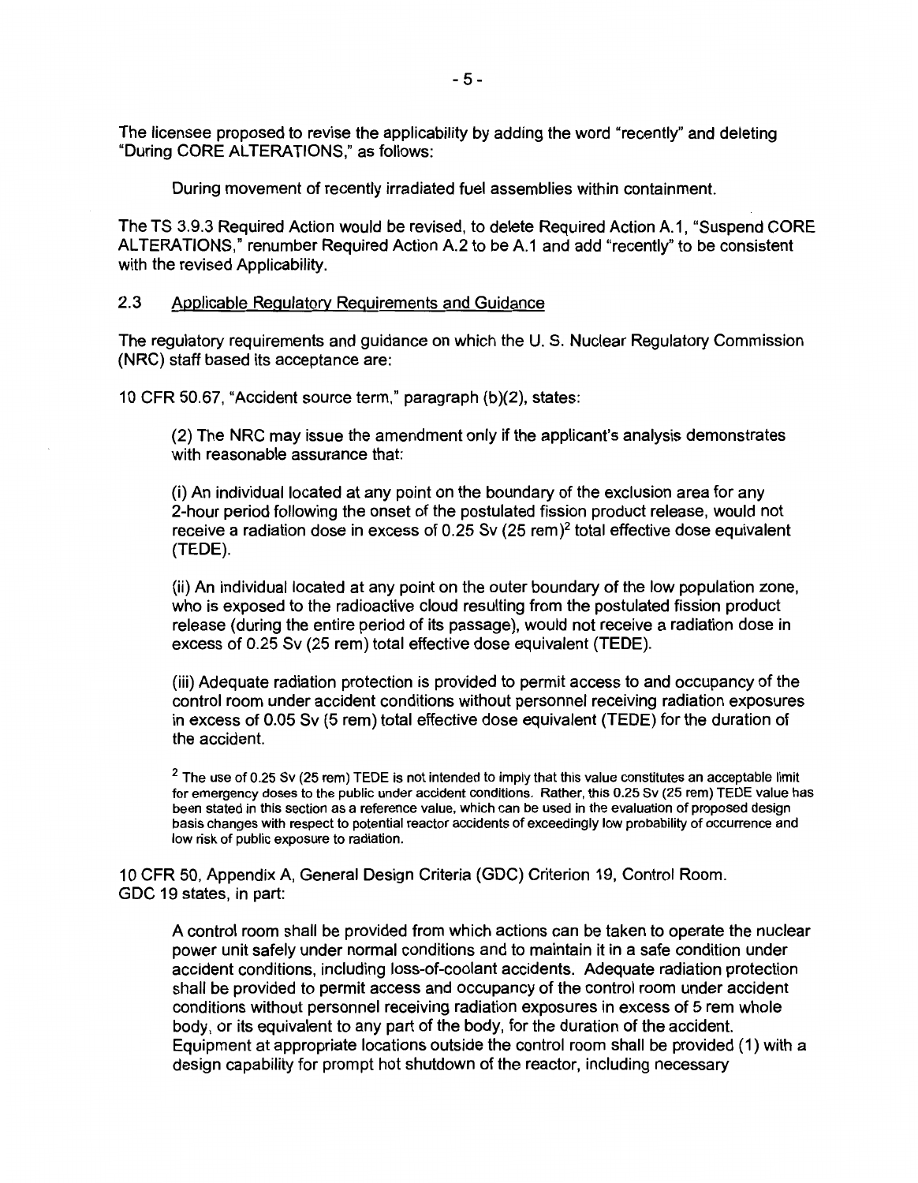The licensee proposed to revise the applicability by adding the word "recently" and deleting "During CORE ALTERATIONS," as follows:

> During movement of recently irradiated fuel assemblies within containment.

The TS 3.9.3 Required Action would be revised, to delete Required Action A.1, "Suspend CORE ALTERATIONS," renumber Required Action A.2 to be A.1 and add "recently" to be consistent with the revised Applicability.

## 2.3 Applicable Regulatory Requirements and Guidance

The regulatory requirements and guidance on which the U. S. Nuclear Regulatory Commission (NRC) staff based its acceptance are:

10 CFR 50.67, "Accident source term," paragraph (b)(2), states:

> (2) The NRC may issue the amendment only if the applicant's analysis demonstrates with reasonable assurance that:
>
> (i) An individual located at any point on the boundary of the exclusion area for any 2-hour period following the onset of the postulated fission product release, would not receive a radiation dose in excess of 0.25 Sv (25 rem)[2] total effective dose equivalent (TEDE).
>
> (ii) An individual located at any point on the outer boundary of the low population zone, who is exposed to the radioactive cloud resulting from the postulated fission product release (during the entire period of its passage), would not receive a radiation dose in excess of 0.25 Sv (25 rem) total effective dose equivalent (TEDE).
>
> (iii) Adequate radiation protection is provided to permit access to and occupancy of the control room under accident conditions without personnel receiving radiation exposures in excess of 0.05 Sv (5 rem) total effective dose equivalent (TEDE) for the duration of the accident.
>
> [2] The use of 0.25 Sv (25 rem) TEDE is not intended to imply that this value constitutes an acceptable limit for emergency doses to the public under accident conditions. Rather, this 0.25 Sv (25 rem) TEDE value has been stated in this section as a reference value, which can be used in the evaluation of proposed design basis changes with respect to potential reactor accidents of exceedingly low probability of occurrence and low risk of public exposure to radiation.

10 CFR 50, Appendix A, General Design Criteria (GDC) Criterion 19, Control Room. GDC 19 states, in part:

> A control room shall be provided from which actions can be taken to operate the nuclear power unit safely under normal conditions and to maintain it in a safe condition under accident conditions, including loss-of-coolant accidents. Adequate radiation protection shall be provided to permit access and occupancy of the control room under accident conditions without personnel receiving radiation exposures in excess of 5 rem whole body, or its equivalent to any part of the body, for the duration of the accident. Equipment at appropriate locations outside the control room shall be provided (1) with a design capability for prompt hot shutdown of the reactor, including necessary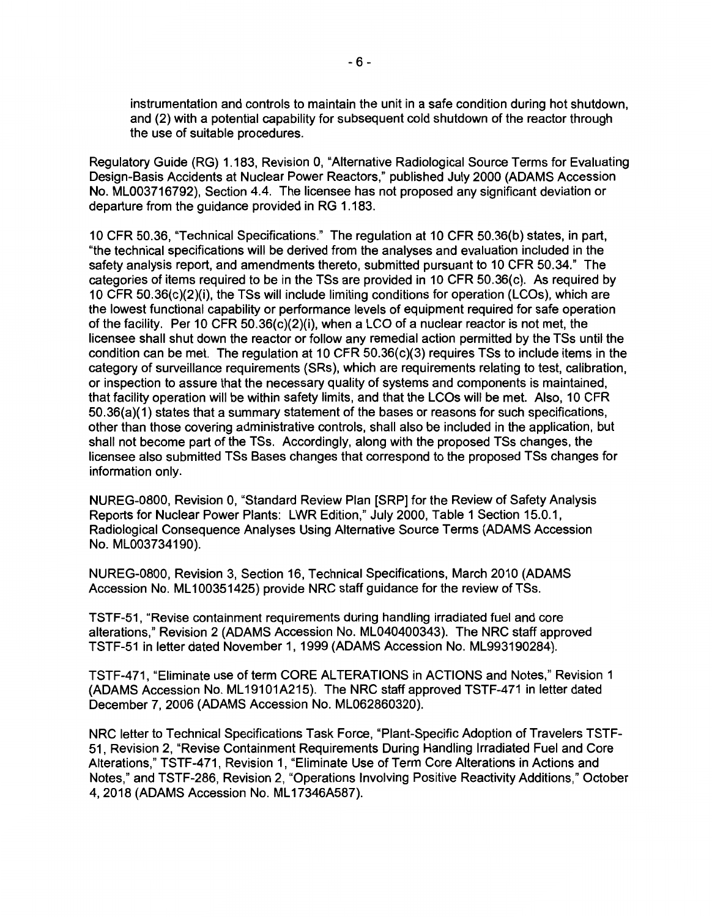instrumentation and controls to maintain the unit in a safe condition during hot shutdown, and (2) with a potential capability for subsequent cold shutdown of the reactor through the use of suitable procedures.

Regulatory Guide (RG) 1.183, Revision 0, "Alternative Radiological Source Terms for Evaluating Design-Basis Accidents at Nuclear Power Reactors," published July 2000 (ADAMS Accession No. ML003716792), Section 4.4. The licensee has not proposed any significant deviation or departure from the guidance provided in RG 1.183.

10 CFR 50.36, "Technical Specifications." The regulation at 10 CFR 50.36(b) states, in part, "the technical specifications will be derived from the analyses and evaluation included in the safety analysis report, and amendments thereto, submitted pursuant to 10 CFR 50.34." The categories of items required to be in the TSs are provided in 10 CFR 50.36(c). As required by 10 CFR 50.36(c)(2)(i), the TSs will include limiting conditions for operation (LCOs), which are the lowest functional capability or performance levels of equipment required for safe operation of the facility. Per 10 CFR 50.36(c)(2)(i), when a LCO of a nuclear reactor is not met, the licensee shall shut down the reactor or follow any remedial action permitted by the TSs until the condition can be met. The regulation at 10 CFR 50.36(c)(3) requires TSs to include items in the category of surveillance requirements (SRs), which are requirements relating to test, calibration, or inspection to assure that the necessary quality of systems and components is maintained, that facility operation will be within safety limits, and that the LCOs will be met. Also, 10 CFR 50.36(a)(1) states that a summary statement of the bases or reasons for such specifications, other than those covering administrative controls, shall also be included in the application, but shall not become part of the TSs. Accordingly, along with the proposed TSs changes, the licensee also submitted TSs Bases changes that correspond to the proposed TSs changes for information only.

NUREG-0800, Revision 0, "Standard Review Plan [SRP] for the Review of Safety Analysis Reports for Nuclear Power Plants: LWR Edition," July 2000, Table 1 Section 15.0.1, Radiological Consequence Analyses Using Alternative Source Terms (ADAMS Accession No. ML003734190).

NUREG-0800, Revision 3, Section 16, Technical Specifications, March 2010 (ADAMS Accession No. ML100351425) provide NRC staff guidance for the review of TSs.

TSTF-51, "Revise containment requirements during handling irradiated fuel and core alterations," Revision 2 (ADAMS Accession No. ML040400343). The NRC staff approved TSTF-51 in letter dated November 1, 1999 (ADAMS Accession No. ML993190284).

TSTF-471, "Eliminate use of term CORE ALTERATIONS in ACTIONS and Notes," Revision 1 (ADAMS Accession No. ML19101A215). The NRC staff approved TSTF-471 in letter dated December 7, 2006 (ADAMS Accession No. ML062860320).

NRC letter to Technical Specifications Task Force, "Plant-Specific Adoption of Travelers TSTF-51, Revision 2, "Revise Containment Requirements During Handling Irradiated Fuel and Core Alterations," TSTF-471, Revision 1, "Eliminate Use of Term Core Alterations in Actions and Notes," and TSTF-286, Revision 2, "Operations Involving Positive Reactivity Additions," October 4, 2018 (ADAMS Accession No. ML17346A587).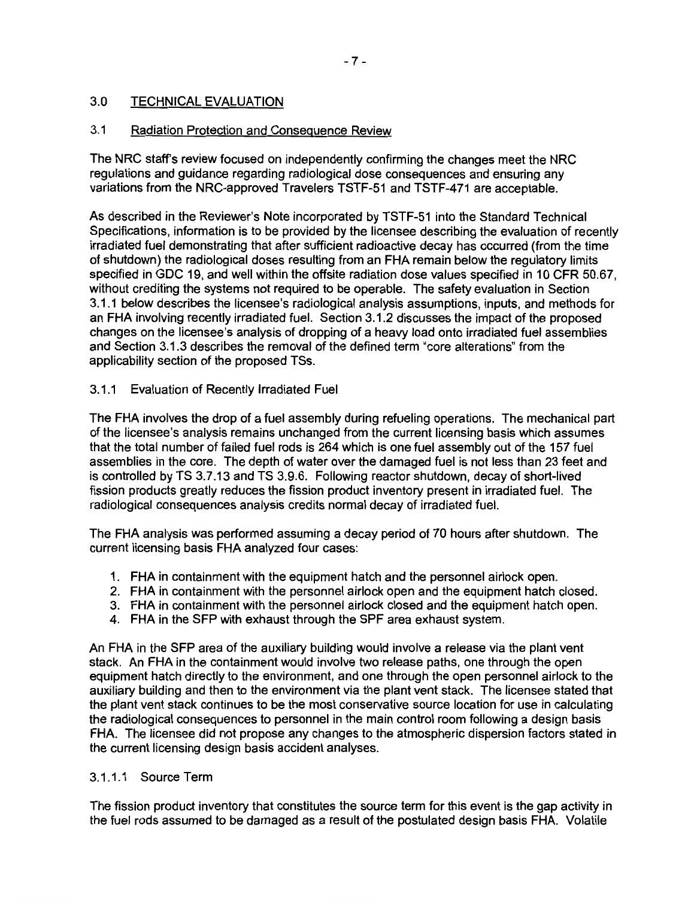## 3.0 TECHNICAL EVALUATION

### 3.1 Radiation Protection and Consequence Review

The NRC staff's review focused on independently confirming the changes meet the NRC regulations and guidance regarding radiological dose consequences and ensuring any variations from the NRC-approved Travelers TSTF-51 and TSTF-471 are acceptable.

As described in the Reviewer's Note incorporated by TSTF-51 into the Standard Technical Specifications, information is to be provided by the licensee describing the evaluation of recently irradiated fuel demonstrating that after sufficient radioactive decay has occurred (from the time of shutdown) the radiological doses resulting from an FHA remain below the regulatory limits specified in GDC 19, and well within the offsite radiation dose values specified in 10 CFR 50.67, without crediting the systems not required to be operable. The safety evaluation in Section 3.1.1 below describes the licensee's radiological analysis assumptions, inputs, and methods for an FHA involving recently irradiated fuel. Section 3.1.2 discusses the impact of the proposed changes on the licensee's analysis of dropping of a heavy load onto irradiated fuel assemblies and Section 3.1.3 describes the removal of the defined term "core alterations" from the applicability section of the proposed TSs.

#### 3.1.1 Evaluation of Recently Irradiated Fuel

The FHA involves the drop of a fuel assembly during refueling operations. The mechanical part of the licensee's analysis remains unchanged from the current licensing basis which assumes that the total number of failed fuel rods is 264 which is one fuel assembly out of the 157 fuel assemblies in the core. The depth of water over the damaged fuel is not less than 23 feet and is controlled by TS 3.7.13 and TS 3.9.6. Following reactor shutdown, decay of short-lived fission products greatly reduces the fission product inventory present in irradiated fuel. The radiological consequences analysis credits normal decay of irradiated fuel.

The FHA analysis was performed assuming a decay period of 70 hours after shutdown. The current licensing basis FHA analyzed four cases:

1. FHA in containment with the equipment hatch and the personnel airlock open.
2. FHA in containment with the personnel airlock open and the equipment hatch closed.
3. FHA in containment with the personnel airlock closed and the equipment hatch open.
4. FHA in the SFP with exhaust through the SPF area exhaust system.

An FHA in the SFP area of the auxiliary building would involve a release via the plant vent stack. An FHA in the containment would involve two release paths, one through the open equipment hatch directly to the environment, and one through the open personnel airlock to the auxiliary building and then to the environment via the plant vent stack. The licensee stated that the plant vent stack continues to be the most conservative source location for use in calculating the radiological consequences to personnel in the main control room following a design basis FHA. The licensee did not propose any changes to the atmospheric dispersion factors stated in the current licensing design basis accident analyses.

##### 3.1.1.1 Source Term

The fission product inventory that constitutes the source term for this event is the gap activity in the fuel rods assumed to be damaged as a result of the postulated design basis FHA. Volatile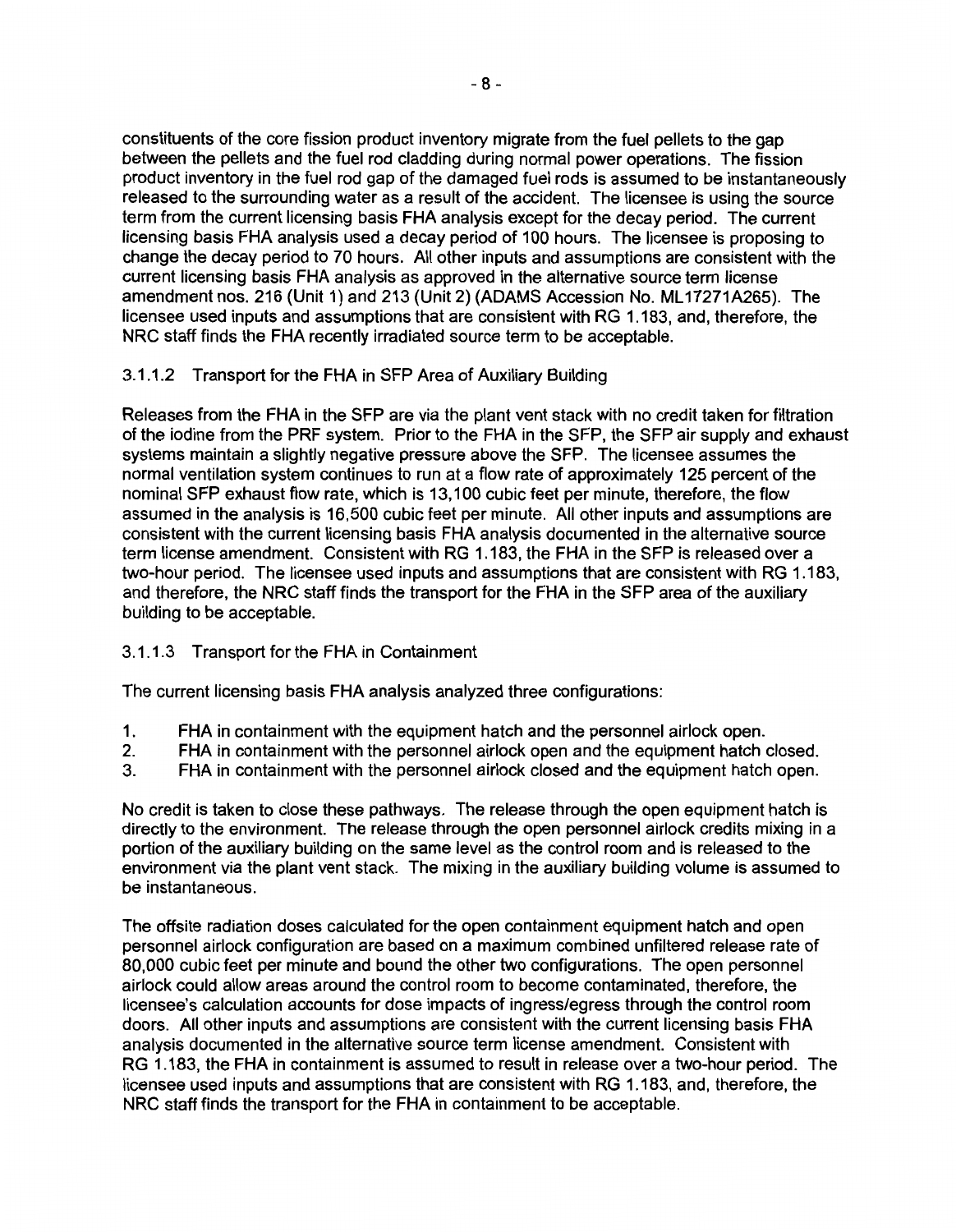constituents of the core fission product inventory migrate from the fuel pellets to the gap between the pellets and the fuel rod cladding during normal power operations. The fission product inventory in the fuel rod gap of the damaged fuel rods is assumed to be instantaneously released to the surrounding water as a result of the accident. The licensee is using the source term from the current licensing basis FHA analysis except for the decay period. The current licensing basis FHA analysis used a decay period of 100 hours. The licensee is proposing to change the decay period to 70 hours. All other inputs and assumptions are consistent with the current licensing basis FHA analysis as approved in the alternative source term license amendment nos. 216 (Unit 1) and 213 (Unit 2) (ADAMS Accession No. ML17271A265). The licensee used inputs and assumptions that are consistent with RG 1.183, and, therefore, the NRC staff finds the FHA recently irradiated source term to be acceptable.

#### 3.1.1.2 Transport for the FHA in SFP Area of Auxiliary Building

Releases from the FHA in the SFP are via the plant vent stack with no credit taken for filtration of the iodine from the PRF system. Prior to the FHA in the SFP, the SFP air supply and exhaust systems maintain a slightly negative pressure above the SFP. The licensee assumes the normal ventilation system continues to run at a flow rate of approximately 125 percent of the nominal SFP exhaust flow rate, which is 13,100 cubic feet per minute, therefore, the flow assumed in the analysis is 16,500 cubic feet per minute. All other inputs and assumptions are consistent with the current licensing basis FHA analysis documented in the alternative source term license amendment. Consistent with RG 1.183, the FHA in the SFP is released over a two-hour period. The licensee used inputs and assumptions that are consistent with RG 1.183, and therefore, the NRC staff finds the transport for the FHA in the SFP area of the auxiliary building to be acceptable.

#### 3.1.1.3 Transport for the FHA in Containment

The current licensing basis FHA analysis analyzed three configurations:

1. FHA in containment with the equipment hatch and the personnel airlock open.
2. FHA in containment with the personnel airlock open and the equipment hatch closed.
3. FHA in containment with the personnel airlock closed and the equipment hatch open.

No credit is taken to close these pathways. The release through the open equipment hatch is directly to the environment. The release through the open personnel airlock credits mixing in a portion of the auxiliary building on the same level as the control room and is released to the environment via the plant vent stack. The mixing in the auxiliary building volume is assumed to be instantaneous.

The offsite radiation doses calculated for the open containment equipment hatch and open personnel airlock configuration are based on a maximum combined unfiltered release rate of 80,000 cubic feet per minute and bound the other two configurations. The open personnel airlock could allow areas around the control room to become contaminated, therefore, the licensee's calculation accounts for dose impacts of ingress/egress through the control room doors. All other inputs and assumptions are consistent with the current licensing basis FHA analysis documented in the alternative source term license amendment. Consistent with RG 1.183, the FHA in containment is assumed to result in release over a two-hour period. The licensee used inputs and assumptions that are consistent with RG 1.183, and, therefore, the NRC staff finds the transport for the FHA in containment to be acceptable.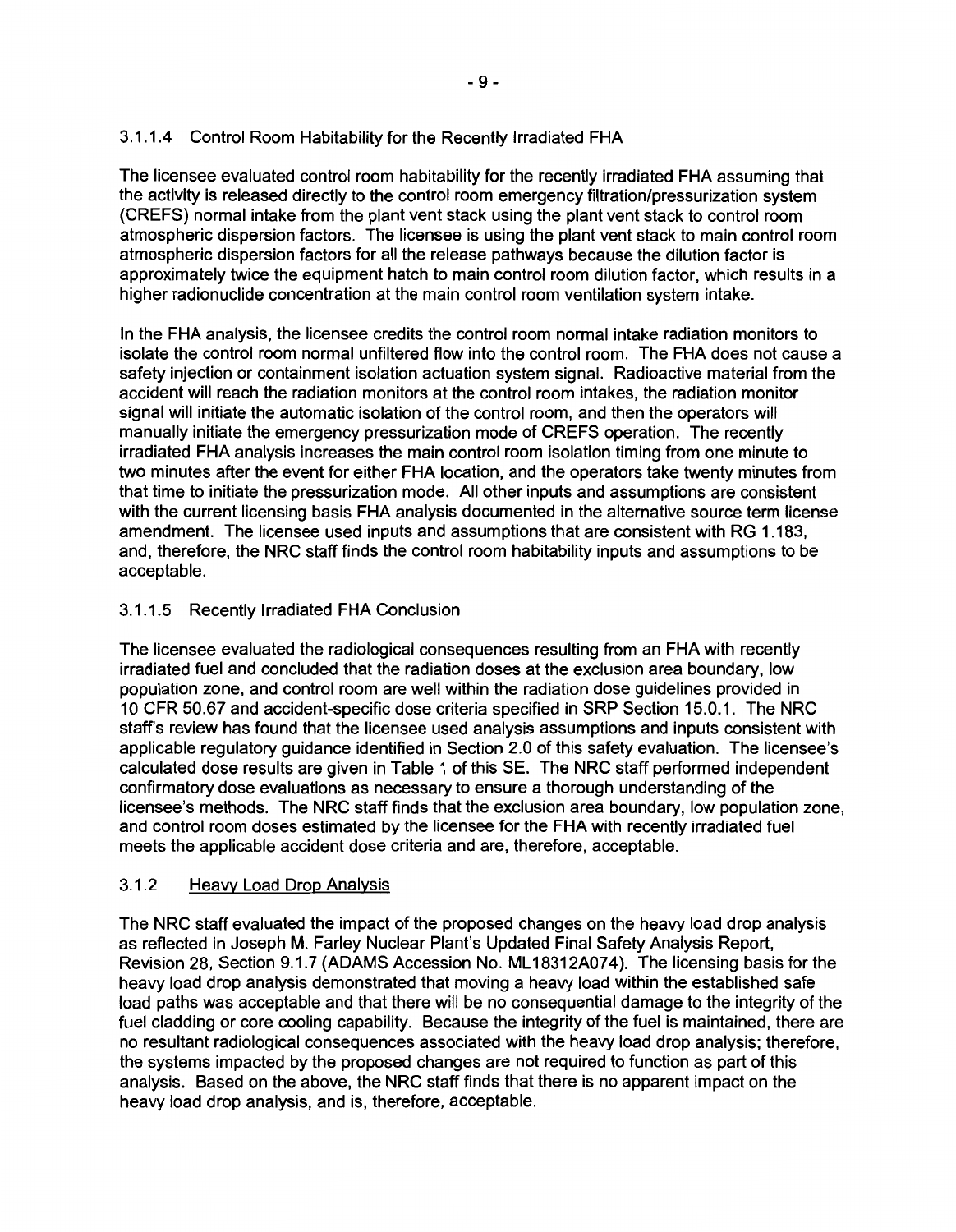#### 3.1.1.4 Control Room Habitability for the Recently Irradiated FHA

The licensee evaluated control room habitability for the recently irradiated FHA assuming that the activity is released directly to the control room emergency filtration/pressurization system (CREFS) normal intake from the plant vent stack using the plant vent stack to control room atmospheric dispersion factors. The licensee is using the plant vent stack to main control room atmospheric dispersion factors for all the release pathways because the dilution factor is approximately twice the equipment hatch to main control room dilution factor, which results in a higher radionuclide concentration at the main control room ventilation system intake.

In the FHA analysis, the licensee credits the control room normal intake radiation monitors to isolate the control room normal unfiltered flow into the control room. The FHA does not cause a safety injection or containment isolation actuation system signal. Radioactive material from the accident will reach the radiation monitors at the control room intakes, the radiation monitor signal will initiate the automatic isolation of the control room, and then the operators will manually initiate the emergency pressurization mode of CREFS operation. The recently irradiated FHA analysis increases the main control room isolation timing from one minute to two minutes after the event for either FHA location, and the operators take twenty minutes from that time to initiate the pressurization mode. All other inputs and assumptions are consistent with the current licensing basis FHA analysis documented in the alternative source term license amendment. The licensee used inputs and assumptions that are consistent with RG 1.183, and, therefore, the NRC staff finds the control room habitability inputs and assumptions to be acceptable.

#### 3.1.1.5 Recently Irradiated FHA Conclusion

The licensee evaluated the radiological consequences resulting from an FHA with recently irradiated fuel and concluded that the radiation doses at the exclusion area boundary, low population zone, and control room are well within the radiation dose guidelines provided in 10 CFR 50.67 and accident-specific dose criteria specified in SRP Section 15.0.1. The NRC staff's review has found that the licensee used analysis assumptions and inputs consistent with applicable regulatory guidance identified in Section 2.0 of this safety evaluation. The licensee's calculated dose results are given in Table 1 of this SE. The NRC staff performed independent confirmatory dose evaluations as necessary to ensure a thorough understanding of the licensee's methods. The NRC staff finds that the exclusion area boundary, low population zone, and control room doses estimated by the licensee for the FHA with recently irradiated fuel meets the applicable accident dose criteria and are, therefore, acceptable.

### 3.1.2 Heavy Load Drop Analysis

The NRC staff evaluated the impact of the proposed changes on the heavy load drop analysis as reflected in Joseph M. Farley Nuclear Plant's Updated Final Safety Analysis Report, Revision 28, Section 9.1.7 (ADAMS Accession No. ML18312A074). The licensing basis for the heavy load drop analysis demonstrated that moving a heavy load within the established safe load paths was acceptable and that there will be no consequential damage to the integrity of the fuel cladding or core cooling capability. Because the integrity of the fuel is maintained, there are no resultant radiological consequences associated with the heavy load drop analysis; therefore, the systems impacted by the proposed changes are not required to function as part of this analysis. Based on the above, the NRC staff finds that there is no apparent impact on the heavy load drop analysis, and is, therefore, acceptable.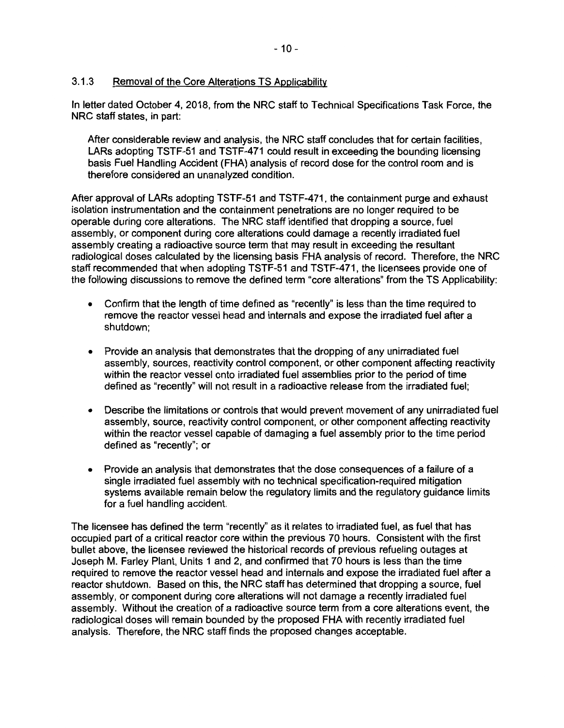### 3.1.3 Removal of the Core Alterations TS Applicability

In letter dated October 4, 2018, from the NRC staff to Technical Specifications Task Force, the NRC staff states, in part:

> After considerable review and analysis, the NRC staff concludes that for certain facilities, LARs adopting TSTF-51 and TSTF-471 could result in exceeding the bounding licensing basis Fuel Handling Accident (FHA) analysis of record dose for the control room and is therefore considered an unanalyzed condition.

After approval of LARs adopting TSTF-51 and TSTF-471, the containment purge and exhaust isolation instrumentation and the containment penetrations are no longer required to be operable during core alterations. The NRC staff identified that dropping a source, fuel assembly, or component during core alterations could damage a recently irradiated fuel assembly creating a radioactive source term that may result in exceeding the resultant radiological doses calculated by the licensing basis FHA analysis of record. Therefore, the NRC staff recommended that when adopting TSTF-51 and TSTF-471, the licensees provide one of the following discussions to remove the defined term "core alterations" from the TS Applicability:

- Confirm that the length of time defined as "recently" is less than the time required to remove the reactor vessel head and internals and expose the irradiated fuel after a shutdown;
- Provide an analysis that demonstrates that the dropping of any unirradiated fuel assembly, sources, reactivity control component, or other component affecting reactivity within the reactor vessel onto irradiated fuel assemblies prior to the period of time defined as "recently" will not result in a radioactive release from the irradiated fuel;
- Describe the limitations or controls that would prevent movement of any unirradiated fuel assembly, source, reactivity control component, or other component affecting reactivity within the reactor vessel capable of damaging a fuel assembly prior to the time period defined as "recently"; or
- Provide an analysis that demonstrates that the dose consequences of a failure of a single irradiated fuel assembly with no technical specification-required mitigation systems available remain below the regulatory limits and the regulatory guidance limits for a fuel handling accident.

The licensee has defined the term "recently" as it relates to irradiated fuel, as fuel that has occupied part of a critical reactor core within the previous 70 hours. Consistent with the first bullet above, the licensee reviewed the historical records of previous refueling outages at Joseph M. Farley Plant, Units 1 and 2, and confirmed that 70 hours is less than the time required to remove the reactor vessel head and internals and expose the irradiated fuel after a reactor shutdown. Based on this, the NRC staff has determined that dropping a source, fuel assembly, or component during core alterations will not damage a recently irradiated fuel assembly. Without the creation of a radioactive source term from a core alterations event, the radiological doses will remain bounded by the proposed FHA with recently irradiated fuel analysis. Therefore, the NRC staff finds the proposed changes acceptable.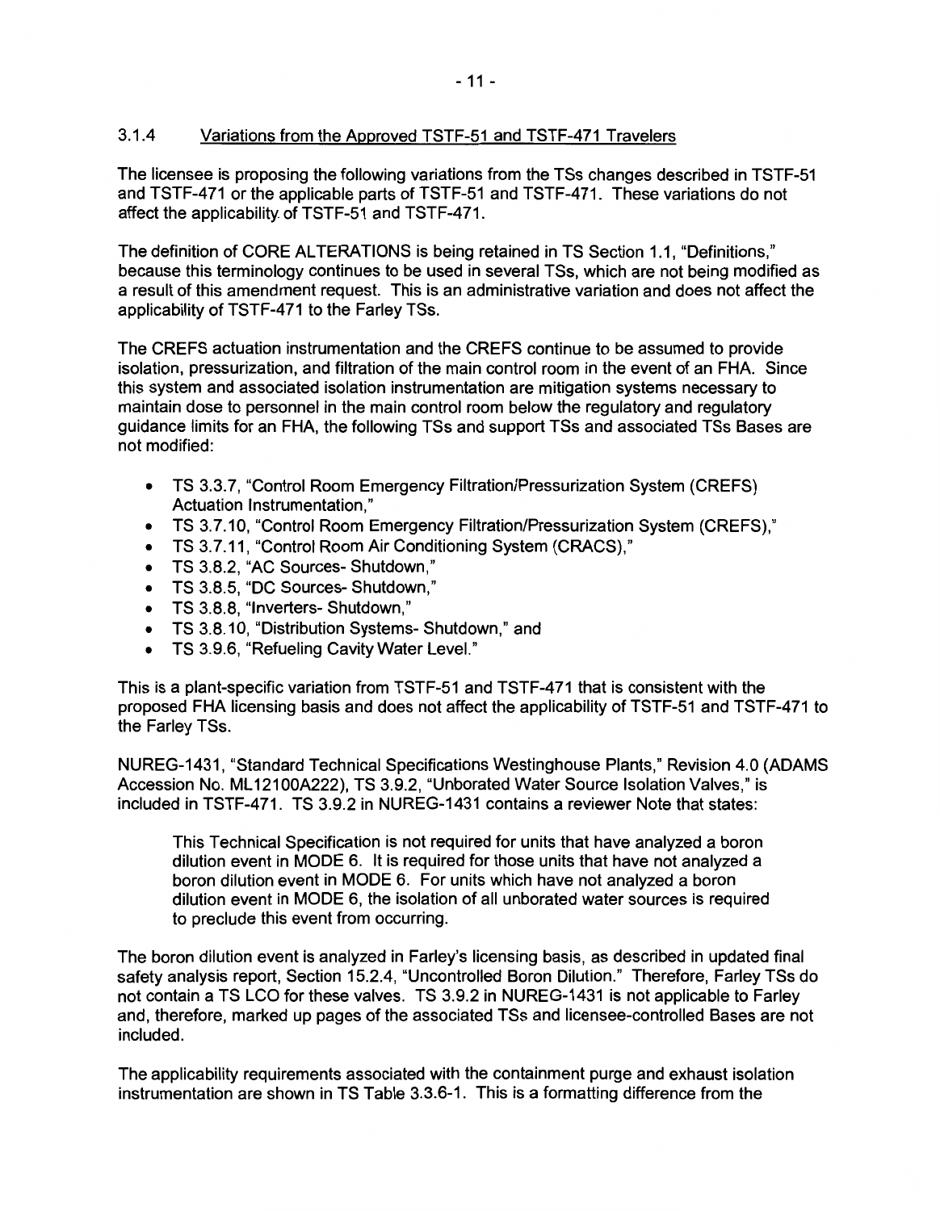### 3.1.4 Variations from the Approved TSTF-51 and TSTF-471 Travelers

The licensee is proposing the following variations from the TSs changes described in TSTF-51 and TSTF-471 or the applicable parts of TSTF-51 and TSTF-471. These variations do not affect the applicability of TSTF-51 and TSTF-471.

The definition of CORE ALTERATIONS is being retained in TS Section 1.1, "Definitions," because this terminology continues to be used in several TSs, which are not being modified as a result of this amendment request. This is an administrative variation and does not affect the applicability of TSTF-471 to the Farley TSs.

The CREFS actuation instrumentation and the CREFS continue to be assumed to provide isolation, pressurization, and filtration of the main control room in the event of an FHA. Since this system and associated isolation instrumentation are mitigation systems necessary to maintain dose to personnel in the main control room below the regulatory and regulatory guidance limits for an FHA, the following TSs and support TSs and associated TSs Bases are not modified:

- TS 3.3.7, "Control Room Emergency Filtration/Pressurization System (CREFS) Actuation Instrumentation,"
- TS 3.7.10, "Control Room Emergency Filtration/Pressurization System (CREFS),"
- TS 3.7.11, "Control Room Air Conditioning System (CRACS),"
- TS 3.8.2, "AC Sources- Shutdown,"
- TS 3.8.5, "DC Sources- Shutdown,"
- TS 3.8.8, "Inverters- Shutdown,"
- TS 3.8.10, "Distribution Systems- Shutdown," and
- TS 3.9.6, "Refueling Cavity Water Level."

This is a plant-specific variation from TSTF-51 and TSTF-471 that is consistent with the proposed FHA licensing basis and does not affect the applicability of TSTF-51 and TSTF-471 to the Farley TSs.

NUREG-1431, "Standard Technical Specifications Westinghouse Plants," Revision 4.0 (ADAMS Accession No. ML12100A222), TS 3.9.2, "Unborated Water Source Isolation Valves," is included in TSTF-471. TS 3.9.2 in NUREG-1431 contains a reviewer Note that states:

> This Technical Specification is not required for units that have analyzed a boron dilution event in MODE 6. It is required for those units that have not analyzed a boron dilution event in MODE 6. For units which have not analyzed a boron dilution event in MODE 6, the isolation of all unborated water sources is required to preclude this event from occurring.

The boron dilution event is analyzed in Farley's licensing basis, as described in updated final safety analysis report, Section 15.2.4, "Uncontrolled Boron Dilution." Therefore, Farley TSs do not contain a TS LCO for these valves. TS 3.9.2 in NUREG-1431 is not applicable to Farley and, therefore, marked up pages of the associated TSs and licensee-controlled Bases are not included.

The applicability requirements associated with the containment purge and exhaust isolation instrumentation are shown in TS Table 3.3.6-1. This is a formatting difference from the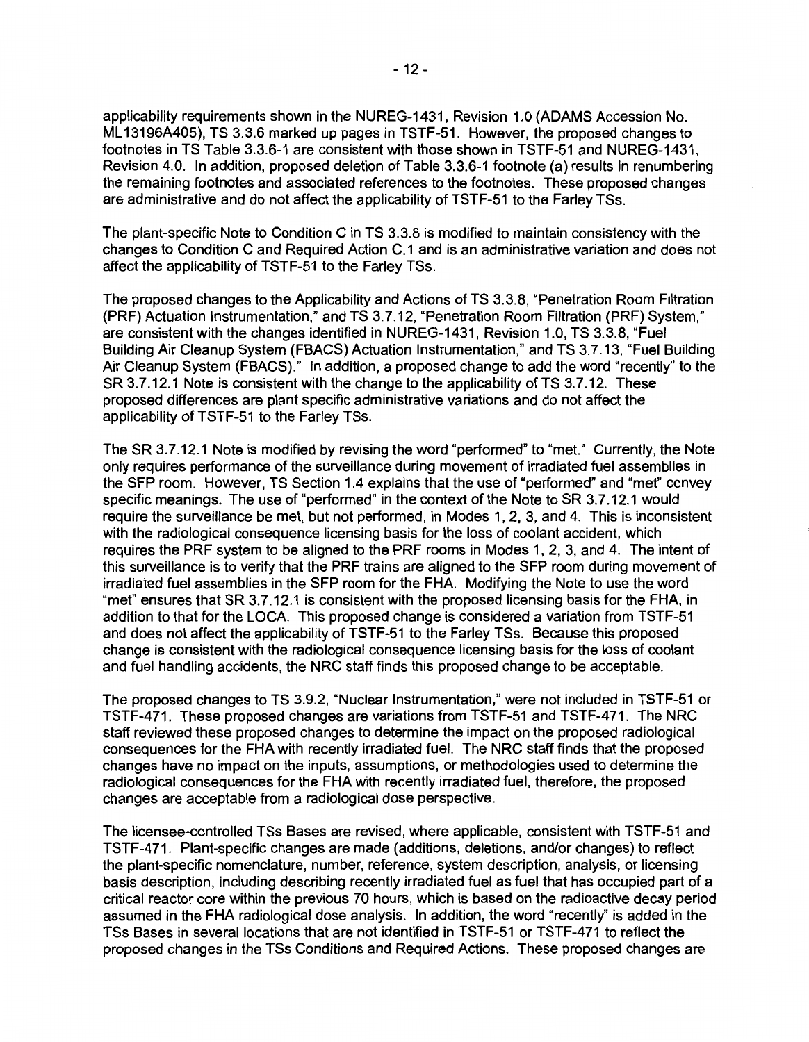applicability requirements shown in the NUREG-1431, Revision 1.0 (ADAMS Accession No. ML13196A405), TS 3.3.6 marked up pages in TSTF-51. However, the proposed changes to footnotes in TS Table 3.3.6-1 are consistent with those shown in TSTF-51 and NUREG-1431, Revision 4.0. In addition, proposed deletion of Table 3.3.6-1 footnote (a) results in renumbering the remaining footnotes and associated references to the footnotes. These proposed changes are administrative and do not affect the applicability of TSTF-51 to the Farley TSs.

The plant-specific Note to Condition C in TS 3.3.8 is modified to maintain consistency with the changes to Condition C and Required Action C.1 and is an administrative variation and does not affect the applicability of TSTF-51 to the Farley TSs.

The proposed changes to the Applicability and Actions of TS 3.3.8, "Penetration Room Filtration (PRF) Actuation Instrumentation," and TS 3.7.12, "Penetration Room Filtration (PRF) System," are consistent with the changes identified in NUREG-1431, Revision 1.0, TS 3.3.8, "Fuel Building Air Cleanup System (FBACS) Actuation Instrumentation," and TS 3.7.13, "Fuel Building Air Cleanup System (FBACS)." In addition, a proposed change to add the word "recently" to the SR 3.7.12.1 Note is consistent with the change to the applicability of TS 3.7.12. These proposed differences are plant specific administrative variations and do not affect the applicability of TSTF-51 to the Farley TSs.

The SR 3.7.12.1 Note is modified by revising the word "performed" to "met." Currently, the Note only requires performance of the surveillance during movement of irradiated fuel assemblies in the SFP room. However, TS Section 1.4 explains that the use of "performed" and "met" convey specific meanings. The use of "performed" in the context of the Note to SR 3.7.12.1 would require the surveillance be met, but not performed, in Modes 1, 2, 3, and 4. This is inconsistent with the radiological consequence licensing basis for the loss of coolant accident, which requires the PRF system to be aligned to the PRF rooms in Modes 1, 2, 3, and 4. The intent of this surveillance is to verify that the PRF trains are aligned to the SFP room during movement of irradiated fuel assemblies in the SFP room for the FHA. Modifying the Note to use the word "met" ensures that SR 3.7.12.1 is consistent with the proposed licensing basis for the FHA, in addition to that for the LOCA. This proposed change is considered a variation from TSTF-51 and does not affect the applicability of TSTF-51 to the Farley TSs. Because this proposed change is consistent with the radiological consequence licensing basis for the loss of coolant and fuel handling accidents, the NRC staff finds this proposed change to be acceptable.

The proposed changes to TS 3.9.2, "Nuclear Instrumentation," were not included in TSTF-51 or TSTF-471. These proposed changes are variations from TSTF-51 and TSTF-471. The NRC staff reviewed these proposed changes to determine the impact on the proposed radiological consequences for the FHA with recently irradiated fuel. The NRC staff finds that the proposed changes have no impact on the inputs, assumptions, or methodologies used to determine the radiological consequences for the FHA with recently irradiated fuel, therefore, the proposed changes are acceptable from a radiological dose perspective.

The licensee-controlled TSs Bases are revised, where applicable, consistent with TSTF-51 and TSTF-471. Plant-specific changes are made (additions, deletions, and/or changes) to reflect the plant-specific nomenclature, number, reference, system description, analysis, or licensing basis description, including describing recently irradiated fuel as fuel that has occupied part of a critical reactor core within the previous 70 hours, which is based on the radioactive decay period assumed in the FHA radiological dose analysis. In addition, the word "recently" is added in the TSs Bases in several locations that are not identified in TSTF-51 or TSTF-471 to reflect the proposed changes in the TSs Conditions and Required Actions. These proposed changes are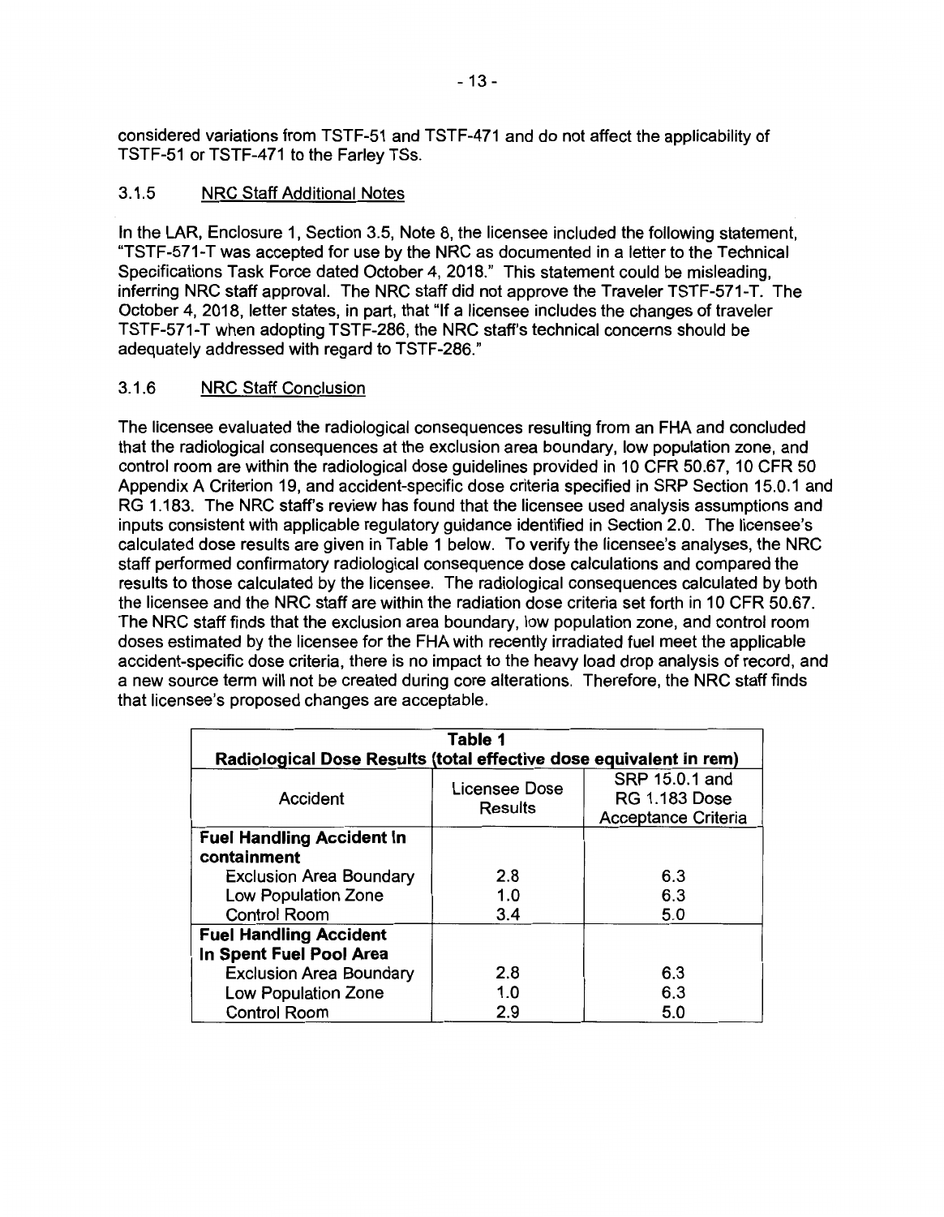considered variations from TSTF-51 and TSTF-471 and do not affect the applicability of TSTF-51 or TSTF-471 to the Farley TSs.

### 3.1.5 NRC Staff Additional Notes

In the LAR, Enclosure 1, Section 3.5, Note 8, the licensee included the following statement, "TSTF-571-T was accepted for use by the NRC as documented in a letter to the Technical Specifications Task Force dated October 4, 2018." This statement could be misleading, inferring NRC staff approval. The NRC staff did not approve the Traveler TSTF-571-T. The October 4, 2018, letter states, in part, that "If a licensee includes the changes of traveler TSTF-571-T when adopting TSTF-286, the NRC staff's technical concerns should be adequately addressed with regard to TSTF-286."

### 3.1.6 NRC Staff Conclusion

The licensee evaluated the radiological consequences resulting from an FHA and concluded that the radiological consequences at the exclusion area boundary, low population zone, and control room are within the radiological dose guidelines provided in 10 CFR 50.67, 10 CFR 50 Appendix A Criterion 19, and accident-specific dose criteria specified in SRP Section 15.0.1 and RG 1.183. The NRC staff's review has found that the licensee used analysis assumptions and inputs consistent with applicable regulatory guidance identified in Section 2.0. The licensee's calculated dose results are given in Table 1 below. To verify the licensee's analyses, the NRC staff performed confirmatory radiological consequence dose calculations and compared the results to those calculated by the licensee. The radiological consequences calculated by both the licensee and the NRC staff are within the radiation dose criteria set forth in 10 CFR 50.67. The NRC staff finds that the exclusion area boundary, low population zone, and control room doses estimated by the licensee for the FHA with recently irradiated fuel meet the applicable accident-specific dose criteria, there is no impact to the heavy load drop analysis of record, and a new source term will not be created during core alterations. Therefore, the NRC staff finds that licensee's proposed changes are acceptable.

**Table 1**
**Radiological Dose Results (total effective dose equivalent in rem)**

| Accident | Licensee Dose Results | SRP 15.0.1 and RG 1.183 Dose Acceptance Criteria |
|---|---|---|
| **Fuel Handling Accident In containment** | | |
| Exclusion Area Boundary | 2.8 | 6.3 |
| Low Population Zone | 1.0 | 6.3 |
| Control Room | 3.4 | 5.0 |
| **Fuel Handling Accident In Spent Fuel Pool Area** | | |
| Exclusion Area Boundary | 2.8 | 6.3 |
| Low Population Zone | 1.0 | 6.3 |
| Control Room | 2.9 | 5.0 |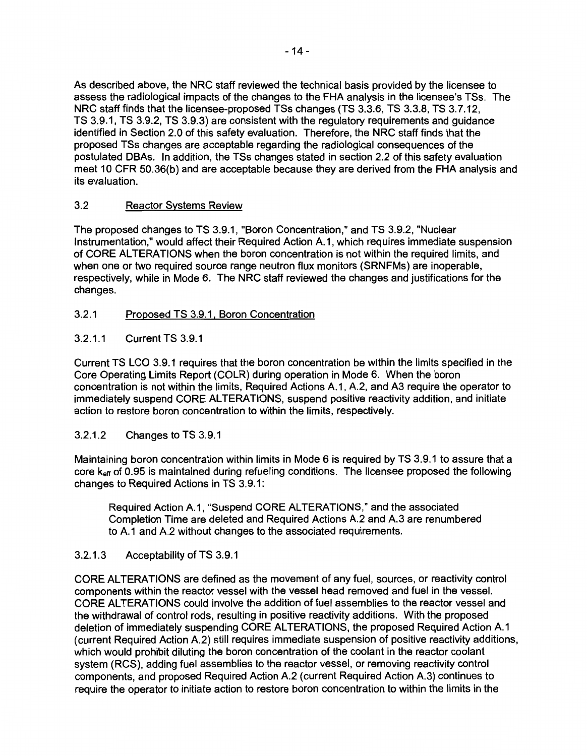As described above, the NRC staff reviewed the technical basis provided by the licensee to assess the radiological impacts of the changes to the FHA analysis in the licensee's TSs. The NRC staff finds that the licensee-proposed TSs changes (TS 3.3.6, TS 3.3.8, TS 3.7.12, TS 3.9.1, TS 3.9.2, TS 3.9.3) are consistent with the regulatory requirements and guidance identified in Section 2.0 of this safety evaluation. Therefore, the NRC staff finds that the proposed TSs changes are acceptable regarding the radiological consequences of the postulated DBAs. In addition, the TSs changes stated in section 2.2 of this safety evaluation meet 10 CFR 50.36(b) and are acceptable because they are derived from the FHA analysis and its evaluation.

## 3.2 Reactor Systems Review

The proposed changes to TS 3.9.1, "Boron Concentration," and TS 3.9.2, "Nuclear Instrumentation," would affect their Required Action A.1, which requires immediate suspension of CORE ALTERATIONS when the boron concentration is not within the required limits, and when one or two required source range neutron flux monitors (SRNFMs) are inoperable, respectively, while in Mode 6. The NRC staff reviewed the changes and justifications for the changes.

### 3.2.1 Proposed TS 3.9.1, Boron Concentration

#### 3.2.1.1 Current TS 3.9.1

Current TS LCO 3.9.1 requires that the boron concentration be within the limits specified in the Core Operating Limits Report (COLR) during operation in Mode 6. When the boron concentration is not within the limits, Required Actions A.1, A.2, and A3 require the operator to immediately suspend CORE ALTERATIONS, suspend positive reactivity addition, and initiate action to restore boron concentration to within the limits, respectively.

#### 3.2.1.2 Changes to TS 3.9.1

Maintaining boron concentration within limits in Mode 6 is required by TS 3.9.1 to assure that a core $k_{eff}$ of 0.95 is maintained during refueling conditions. The licensee proposed the following changes to Required Actions in TS 3.9.1:

> Required Action A.1, "Suspend CORE ALTERATIONS," and the associated Completion Time are deleted and Required Actions A.2 and A.3 are renumbered to A.1 and A.2 without changes to the associated requirements.

#### 3.2.1.3 Acceptability of TS 3.9.1

CORE ALTERATIONS are defined as the movement of any fuel, sources, or reactivity control components within the reactor vessel with the vessel head removed and fuel in the vessel. CORE ALTERATIONS could involve the addition of fuel assemblies to the reactor vessel and the withdrawal of control rods, resulting in positive reactivity additions. With the proposed deletion of immediately suspending CORE ALTERATIONS, the proposed Required Action A.1 (current Required Action A.2) still requires immediate suspension of positive reactivity additions, which would prohibit diluting the boron concentration of the coolant in the reactor coolant system (RCS), adding fuel assemblies to the reactor vessel, or removing reactivity control components, and proposed Required Action A.2 (current Required Action A.3) continues to require the operator to initiate action to restore boron concentration to within the limits in the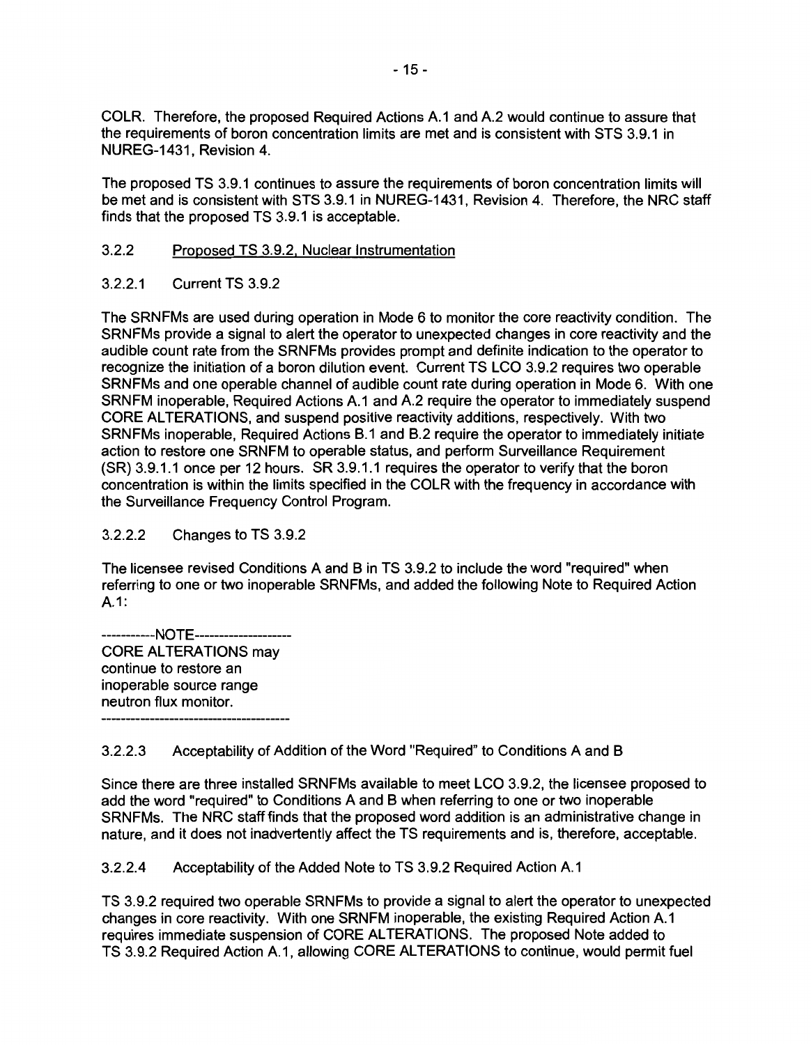COLR. Therefore, the proposed Required Actions A.1 and A.2 would continue to assure that the requirements of boron concentration limits are met and is consistent with STS 3.9.1 in NUREG-1431, Revision 4.

The proposed TS 3.9.1 continues to assure the requirements of boron concentration limits will be met and is consistent with STS 3.9.1 in NUREG-1431, Revision 4. Therefore, the NRC staff finds that the proposed TS 3.9.1 is acceptable.

### 3.2.2 Proposed TS 3.9.2, Nuclear Instrumentation

#### 3.2.2.1 Current TS 3.9.2

The SRNFMs are used during operation in Mode 6 to monitor the core reactivity condition. The SRNFMs provide a signal to alert the operator to unexpected changes in core reactivity and the audible count rate from the SRNFMs provides prompt and definite indication to the operator to recognize the initiation of a boron dilution event. Current TS LCO 3.9.2 requires two operable SRNFMs and one operable channel of audible count rate during operation in Mode 6. With one SRNFM inoperable, Required Actions A.1 and A.2 require the operator to immediately suspend CORE ALTERATIONS, and suspend positive reactivity additions, respectively. With two SRNFMs inoperable, Required Actions B.1 and B.2 require the operator to immediately initiate action to restore one SRNFM to operable status, and perform Surveillance Requirement (SR) 3.9.1.1 once per 12 hours. SR 3.9.1.1 requires the operator to verify that the boron concentration is within the limits specified in the COLR with the frequency in accordance with the Surveillance Frequency Control Program.

#### 3.2.2.2 Changes to TS 3.9.2

The licensee revised Conditions A and B in TS 3.9.2 to include the word "required" when referring to one or two inoperable SRNFMs, and added the following Note to Required Action A.1:

-----------NOTE--------------------
CORE ALTERATIONS may
continue to restore an
inoperable source range
neutron flux monitor.
---------------------------------------

#### 3.2.2.3 Acceptability of Addition of the Word "Required" to Conditions A and B

Since there are three installed SRNFMs available to meet LCO 3.9.2, the licensee proposed to add the word "required" to Conditions A and B when referring to one or two inoperable SRNFMs. The NRC staff finds that the proposed word addition is an administrative change in nature, and it does not inadvertently affect the TS requirements and is, therefore, acceptable.

#### 3.2.2.4 Acceptability of the Added Note to TS 3.9.2 Required Action A.1

TS 3.9.2 required two operable SRNFMs to provide a signal to alert the operator to unexpected changes in core reactivity. With one SRNFM inoperable, the existing Required Action A.1 requires immediate suspension of CORE ALTERATIONS. The proposed Note added to TS 3.9.2 Required Action A.1, allowing CORE ALTERATIONS to continue, would permit fuel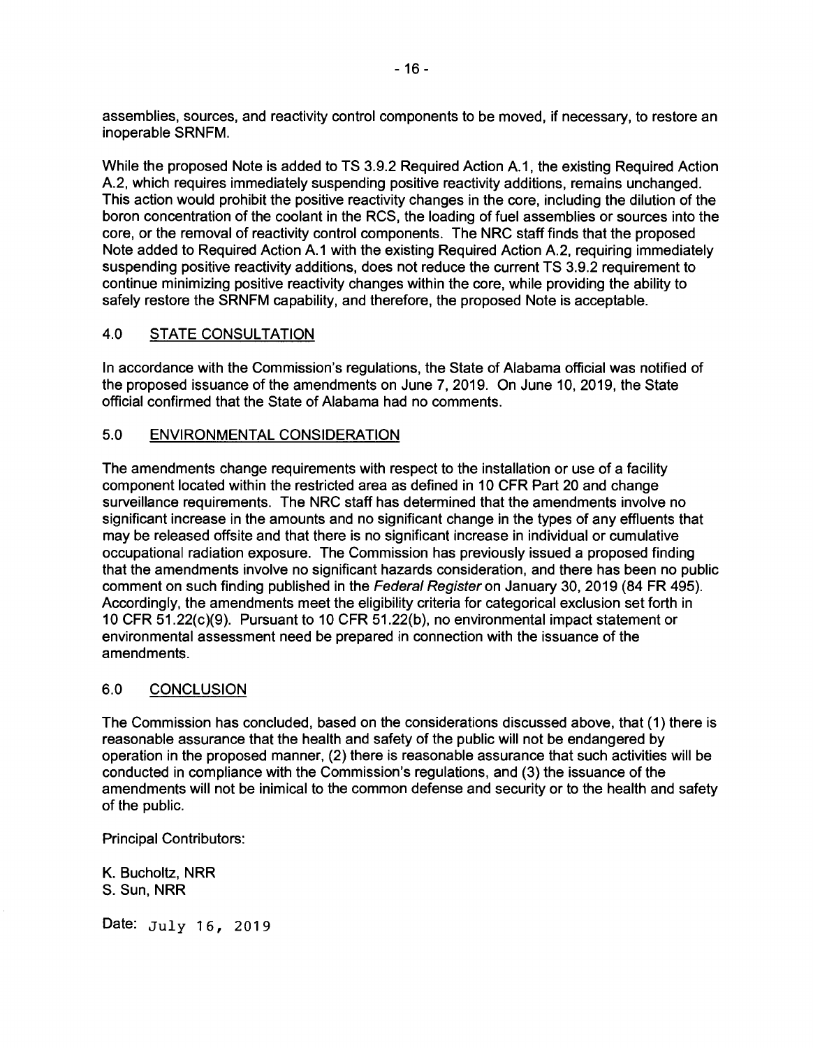assemblies, sources, and reactivity control components to be moved, if necessary, to restore an inoperable SRNFM.

While the proposed Note is added to TS 3.9.2 Required Action A.1, the existing Required Action A.2, which requires immediately suspending positive reactivity additions, remains unchanged. This action would prohibit the positive reactivity changes in the core, including the dilution of the boron concentration of the coolant in the RCS, the loading of fuel assemblies or sources into the core, or the removal of reactivity control components. The NRC staff finds that the proposed Note added to Required Action A.1 with the existing Required Action A.2, requiring immediately suspending positive reactivity additions, does not reduce the current TS 3.9.2 requirement to continue minimizing positive reactivity changes within the core, while providing the ability to safely restore the SRNFM capability, and therefore, the proposed Note is acceptable.

## 4.0 STATE CONSULTATION

In accordance with the Commission's regulations, the State of Alabama official was notified of the proposed issuance of the amendments on June 7, 2019. On June 10, 2019, the State official confirmed that the State of Alabama had no comments.

## 5.0 ENVIRONMENTAL CONSIDERATION

The amendments change requirements with respect to the installation or use of a facility component located within the restricted area as defined in 10 CFR Part 20 and change surveillance requirements. The NRC staff has determined that the amendments involve no significant increase in the amounts and no significant change in the types of any effluents that may be released offsite and that there is no significant increase in individual or cumulative occupational radiation exposure. The Commission has previously issued a proposed finding that the amendments involve no significant hazards consideration, and there has been no public comment on such finding published in the *Federal Register* on January 30, 2019 (84 FR 495). Accordingly, the amendments meet the eligibility criteria for categorical exclusion set forth in 10 CFR 51.22(c)(9). Pursuant to 10 CFR 51.22(b), no environmental impact statement or environmental assessment need be prepared in connection with the issuance of the amendments.

## 6.0 CONCLUSION

The Commission has concluded, based on the considerations discussed above, that (1) there is reasonable assurance that the health and safety of the public will not be endangered by operation in the proposed manner, (2) there is reasonable assurance that such activities will be conducted in compliance with the Commission's regulations, and (3) the issuance of the amendments will not be inimical to the common defense and security or to the health and safety of the public.

Principal Contributors:

K. Bucholtz, NRR
S. Sun, NRR

Date: July 16, 2019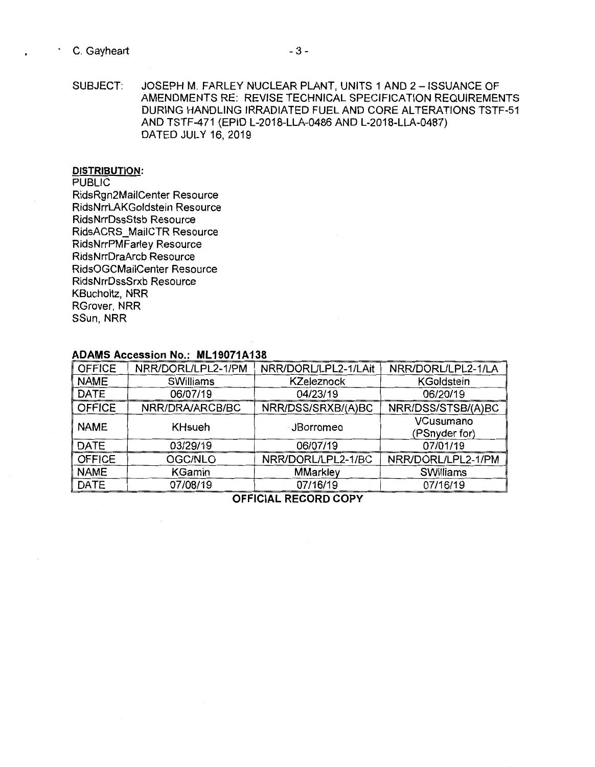C. Gayheart

SUBJECT: JOSEPH M. FARLEY NUCLEAR PLANT, UNITS 1 AND 2 – ISSUANCE OF AMENDMENTS RE: REVISE TECHNICAL SPECIFICATION REQUIREMENTS DURING HANDLING IRRADIATED FUEL AND CORE ALTERATIONS TSTF-51 AND TSTF-471 (EPID L-2018-LLA-0486 AND L-2018-LLA-0487) DATED JULY 16, 2019

**DISTRIBUTION:**

PUBLIC
RidsRgn2MailCenter Resource
RidsNrrLAKGoldstein Resource
RidsNrrDssStsb Resource
RidsACRS_MailCTR Resource
RidsNrrPMFarley Resource
RidsNrrDraArcb Resource
RidsOGCMailCenter Resource
RidsNrrDssSrxb Resource
KBucholtz, NRR
RGrover, NRR
SSun, NRR

**ADAMS Accession No.: ML19071A138**

| | | | |
|---|---|---|---|
| OFFICE | NRR/DORL/LPL2-1/PM | NRR/DORL/LPL2-1/LAit | NRR/DORL/LPL2-1/LA |
| NAME | SWilliams | KZeleznock | KGoldstein |
| DATE | 06/07/19 | 04/23/19 | 06/20/19 |
| OFFICE | NRR/DRA/ARCB/BC | NRR/DSS/SRXB/(A)BC | NRR/DSS/STSB/(A)BC |
| NAME | KHsueh | JBorromeo | VCusumano (PSnyder for) |
| DATE | 03/29/19 | 06/07/19 | 07/01/19 |
| OFFICE | OGC/NLO | NRR/DORL/LPL2-1/BC | NRR/DORL/LPL2-1/PM |
| NAME | KGamin | MMarkley | SWilliams |
| DATE | 07/08/19 | 07/16/19 | 07/16/19 |

**OFFICIAL RECORD COPY**